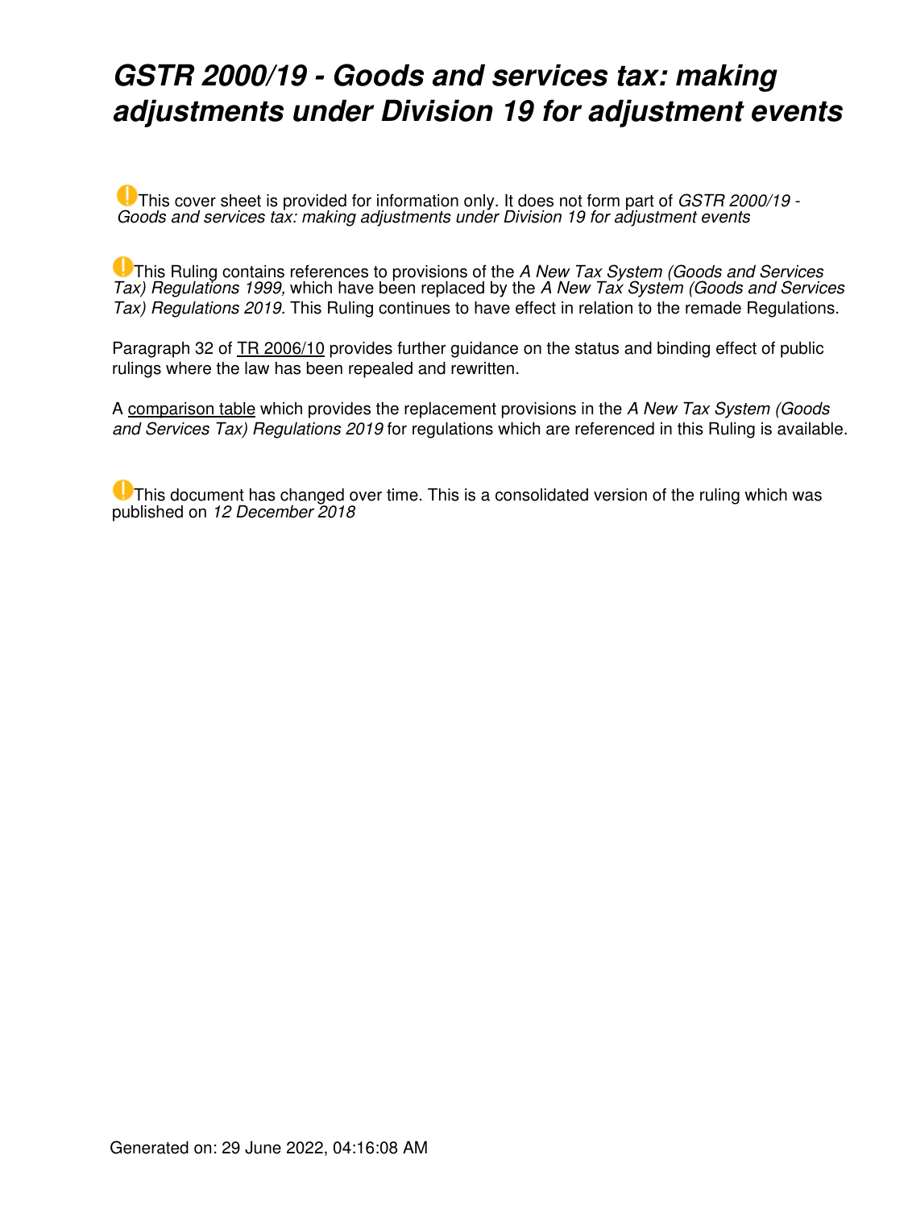# *GSTR 2000/19 - Goods and services tax: making adjustments under Division 19 for adjustment events*

This cover sheet is provided for information only. It does not form part of *GSTR 2000/19 - Goods and services tax: making adjustments under Division 19 for adjustment events*

This Ruling contains references to provisions of the *A New Tax System (Goods and Services Tax) Regulations 1999,* which have been replaced by the *A New Tax System (Goods and Services Tax) Regulations 2019.* This Ruling continues to have effect in relation to the remade Regulations.

Paragraph 32 of TR 2006/10 provides further guidance on the status and binding effect of public rulings where the law has been repealed and rewritten.

A comparison table which provides the replacement provisions in the *A New Tax System (Goods and Services Tax) Regulations 2019* for regulations which are referenced in this Ruling is available.

This document has changed over time. This is a consolidated version of the ruling which was published on *12 December 2018*

Generated on: 29 June 2022, 04:16:08 AM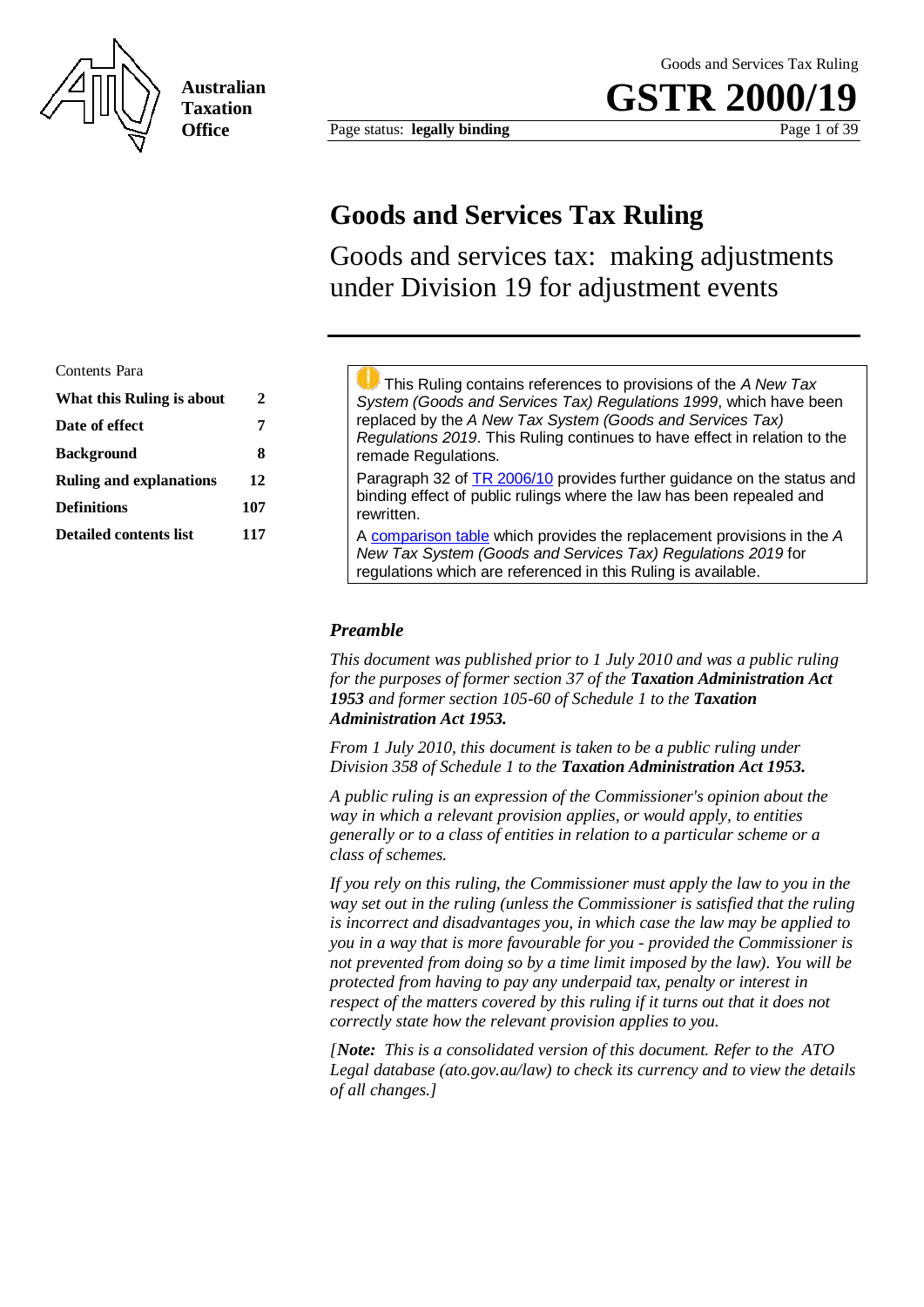# Goods and Services Tax Ruling

Goods and services tax: making adjustments under Division 19 for adjustment events

| Contents | Para |
|---|---|
| **What this Ruling is about** | **2** |
| **Date of effect** | **7** |
| **Background** | **8** |
| **Ruling and explanations** | **12** |
| **Definitions** | **107** |
| **Detailed contents list** | **117** |

This Ruling contains references to provisions of the *A New Tax System (Goods and Services Tax) Regulations 1999*, which have been replaced by the *A New Tax System (Goods and Services Tax) Regulations 2019*. This Ruling continues to have effect in relation to the remade Regulations.

Paragraph 32 of TR 2006/10 provides further guidance on the status and binding effect of public rulings where the law has been repealed and rewritten.

A comparison table which provides the replacement provisions in the *A New Tax System (Goods and Services Tax) Regulations 2019* for regulations which are referenced in this Ruling is available.

### *Preamble*

*This document was published prior to 1 July 2010 and was a public ruling for the purposes of former section 37 of the **Taxation Administration Act 1953** and former section 105-60 of Schedule 1 to the **Taxation Administration Act 1953.***

*From 1 July 2010, this document is taken to be a public ruling under Division 358 of Schedule 1 to the **Taxation Administration Act 1953.***

*A public ruling is an expression of the Commissioner's opinion about the way in which a relevant provision applies, or would apply, to entities generally or to a class of entities in relation to a particular scheme or a class of schemes.*

*If you rely on this ruling, the Commissioner must apply the law to you in the way set out in the ruling (unless the Commissioner is satisfied that the ruling is incorrect and disadvantages you, in which case the law may be applied to you in a way that is more favourable for you - provided the Commissioner is not prevented from doing so by a time limit imposed by the law). You will be protected from having to pay any underpaid tax, penalty or interest in respect of the matters covered by this ruling if it turns out that it does not correctly state how the relevant provision applies to you.*

*[**Note:** This is a consolidated version of this document. Refer to the ATO Legal database (ato.gov.au/law) to check its currency and to view the details of all changes.]*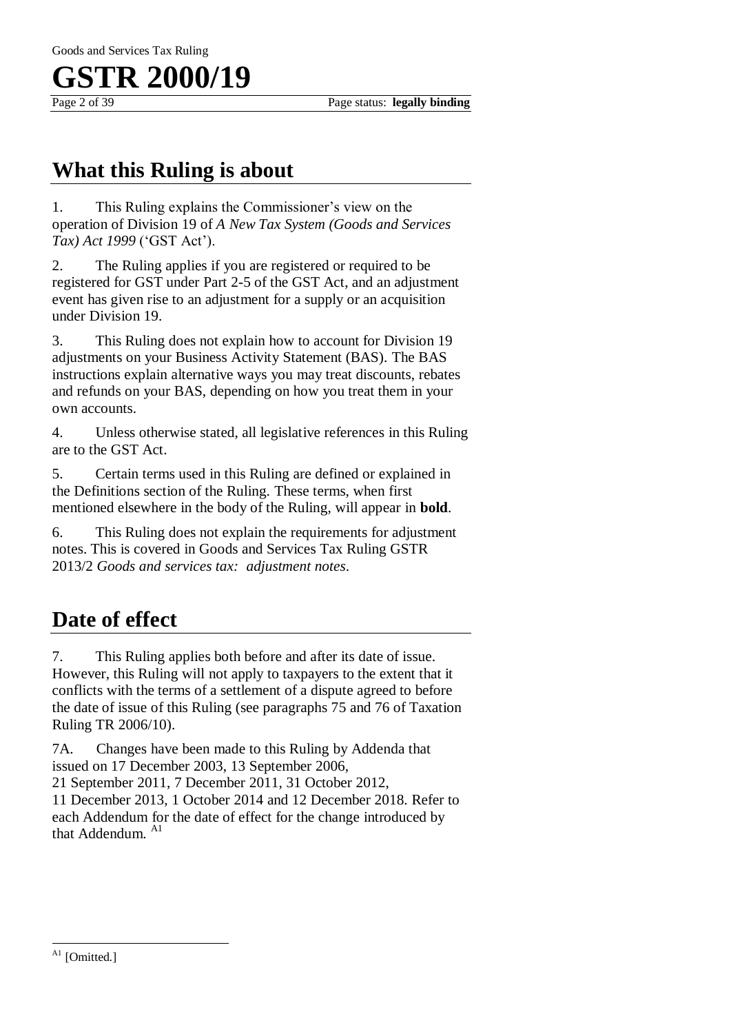## What this Ruling is about

1. This Ruling explains the Commissioner's view on the operation of Division 19 of *A New Tax System (Goods and Services Tax) Act 1999* ('GST Act').

2. The Ruling applies if you are registered or required to be registered for GST under Part 2-5 of the GST Act, and an adjustment event has given rise to an adjustment for a supply or an acquisition under Division 19.

3. This Ruling does not explain how to account for Division 19 adjustments on your Business Activity Statement (BAS). The BAS instructions explain alternative ways you may treat discounts, rebates and refunds on your BAS, depending on how you treat them in your own accounts.

4. Unless otherwise stated, all legislative references in this Ruling are to the GST Act.

5. Certain terms used in this Ruling are defined or explained in the Definitions section of the Ruling. These terms, when first mentioned elsewhere in the body of the Ruling, will appear in **bold**.

6. This Ruling does not explain the requirements for adjustment notes. This is covered in Goods and Services Tax Ruling GSTR 2013/2 *Goods and services tax: adjustment notes*.

## Date of effect

7. This Ruling applies both before and after its date of issue. However, this Ruling will not apply to taxpayers to the extent that it conflicts with the terms of a settlement of a dispute agreed to before the date of issue of this Ruling (see paragraphs 75 and 76 of Taxation Ruling TR 2006/10).

7A. Changes have been made to this Ruling by Addenda that issued on 17 December 2003, 13 September 2006, 21 September 2011, 7 December 2011, 31 October 2012, 11 December 2013, 1 October 2014 and 12 December 2018. Refer to each Addendum for the date of effect for the change introduced by that Addendum. [A1]

---

[A1] [Omitted.]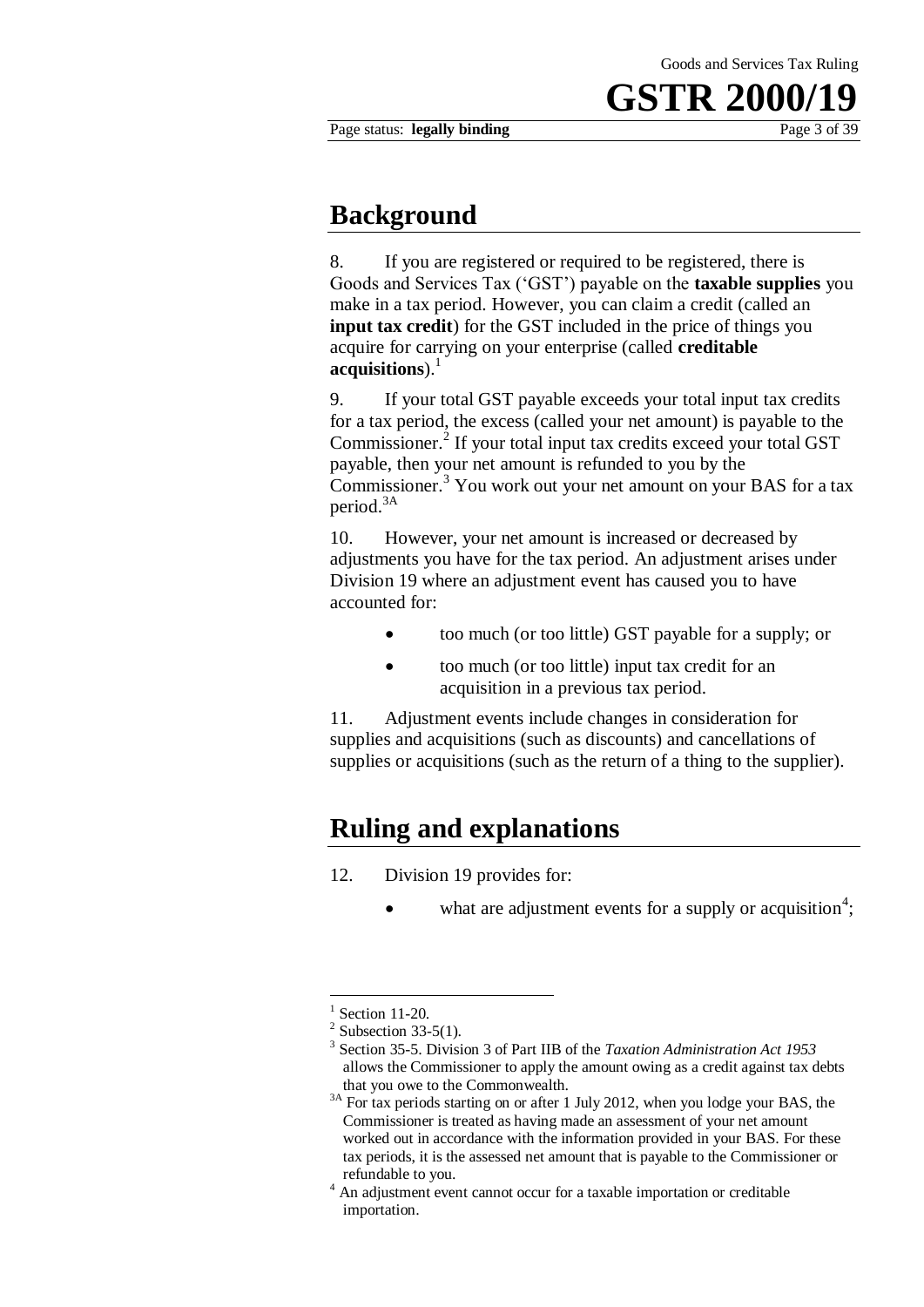## Background

8. If you are registered or required to be registered, there is Goods and Services Tax ('GST') payable on the **taxable supplies** you make in a tax period. However, you can claim a credit (called an **input tax credit**) for the GST included in the price of things you acquire for carrying on your enterprise (called **creditable acquisitions**).[1]

9. If your total GST payable exceeds your total input tax credits for a tax period, the excess (called your net amount) is payable to the Commissioner.[2] If your total input tax credits exceed your total GST payable, then your net amount is refunded to you by the Commissioner.[3] You work out your net amount on your BAS for a tax period.[3A]

10. However, your net amount is increased or decreased by adjustments you have for the tax period. An adjustment arises under Division 19 where an adjustment event has caused you to have accounted for:

- too much (or too little) GST payable for a supply; or
- too much (or too little) input tax credit for an acquisition in a previous tax period.

11. Adjustment events include changes in consideration for supplies and acquisitions (such as discounts) and cancellations of supplies or acquisitions (such as the return of a thing to the supplier).

## Ruling and explanations

12. Division 19 provides for:

- what are adjustment events for a supply or acquisition[4];

---

[1] Section 11-20.

[2] Subsection 33-5(1).

[3] Section 35-5. Division 3 of Part IIB of the *Taxation Administration Act 1953* allows the Commissioner to apply the amount owing as a credit against tax debts that you owe to the Commonwealth.

[3A] For tax periods starting on or after 1 July 2012, when you lodge your BAS, the Commissioner is treated as having made an assessment of your net amount worked out in accordance with the information provided in your BAS. For these tax periods, it is the assessed net amount that is payable to the Commissioner or refundable to you.

[4] An adjustment event cannot occur for a taxable importation or creditable importation.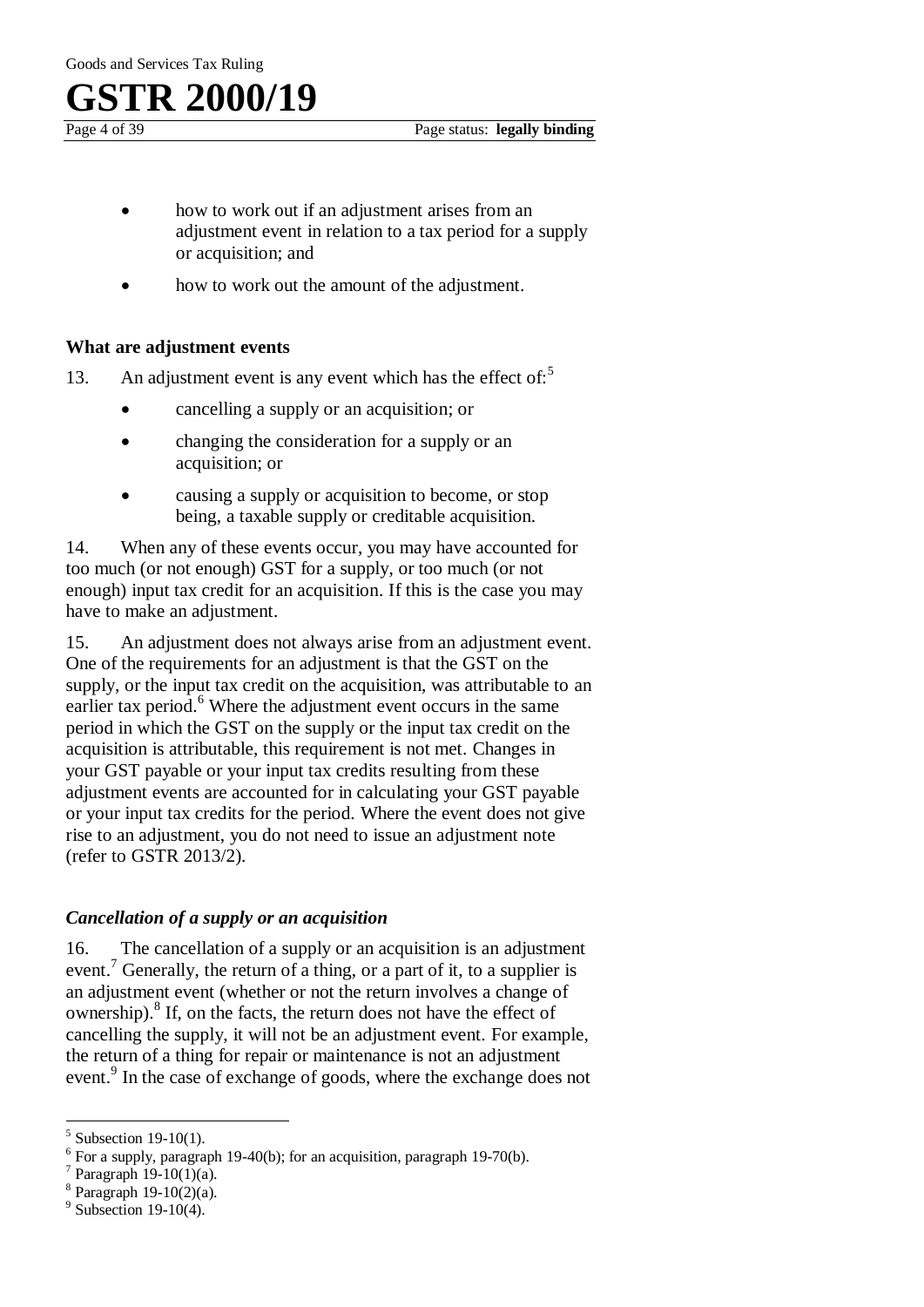- how to work out if an adjustment arises from an adjustment event in relation to a tax period for a supply or acquisition; and
- how to work out the amount of the adjustment.

### What are adjustment events

13. An adjustment event is any event which has the effect of:[5]

- cancelling a supply or an acquisition; or
- changing the consideration for a supply or an acquisition; or
- causing a supply or acquisition to become, or stop being, a taxable supply or creditable acquisition.

14. When any of these events occur, you may have accounted for too much (or not enough) GST for a supply, or too much (or not enough) input tax credit for an acquisition. If this is the case you may have to make an adjustment.

15. An adjustment does not always arise from an adjustment event. One of the requirements for an adjustment is that the GST on the supply, or the input tax credit on the acquisition, was attributable to an earlier tax period.[6] Where the adjustment event occurs in the same period in which the GST on the supply or the input tax credit on the acquisition is attributable, this requirement is not met. Changes in your GST payable or your input tax credits resulting from these adjustment events are accounted for in calculating your GST payable or your input tax credits for the period. Where the event does not give rise to an adjustment, you do not need to issue an adjustment note (refer to GSTR 2013/2).

#### *Cancellation of a supply or an acquisition*

16. The cancellation of a supply or an acquisition is an adjustment event.[7] Generally, the return of a thing, or a part of it, to a supplier is an adjustment event (whether or not the return involves a change of ownership).[8] If, on the facts, the return does not have the effect of cancelling the supply, it will not be an adjustment event. For example, the return of a thing for repair or maintenance is not an adjustment event.[9] In the case of exchange of goods, where the exchange does not

---

[5] Subsection 19-10(1).

[6] For a supply, paragraph 19-40(b); for an acquisition, paragraph 19-70(b).

[7] Paragraph 19-10(1)(a).

[8] Paragraph 19-10(2)(a).

[9] Subsection 19-10(4).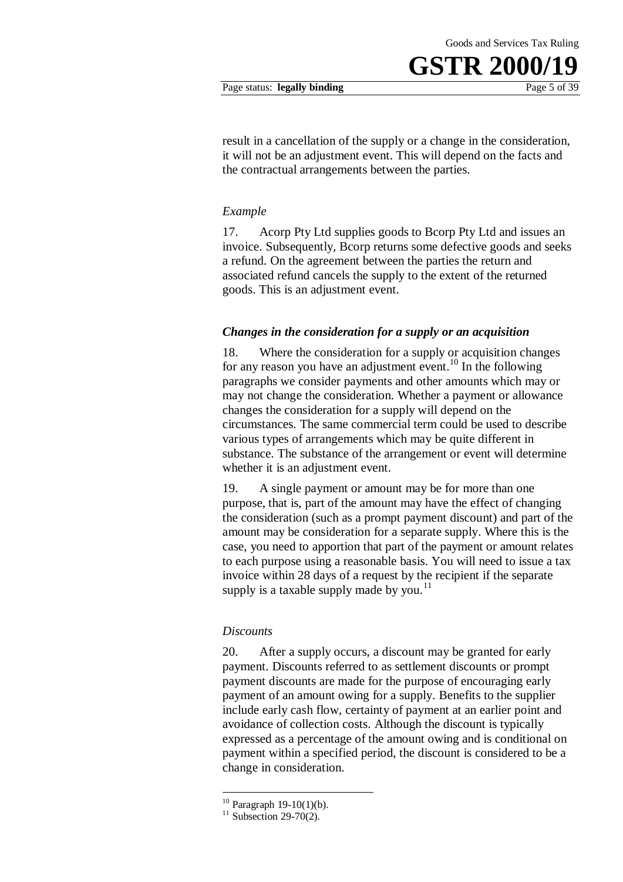result in a cancellation of the supply or a change in the consideration, it will not be an adjustment event. This will depend on the facts and the contractual arrangements between the parties.

*Example*

17. Acorp Pty Ltd supplies goods to Bcorp Pty Ltd and issues an invoice. Subsequently, Bcorp returns some defective goods and seeks a refund. On the agreement between the parties the return and associated refund cancels the supply to the extent of the returned goods. This is an adjustment event.

### *Changes in the consideration for a supply or an acquisition*

18. Where the consideration for a supply or acquisition changes for any reason you have an adjustment event.[10] In the following paragraphs we consider payments and other amounts which may or may not change the consideration. Whether a payment or allowance changes the consideration for a supply will depend on the circumstances. The same commercial term could be used to describe various types of arrangements which may be quite different in substance. The substance of the arrangement or event will determine whether it is an adjustment event.

19. A single payment or amount may be for more than one purpose, that is, part of the amount may have the effect of changing the consideration (such as a prompt payment discount) and part of the amount may be consideration for a separate supply. Where this is the case, you need to apportion that part of the payment or amount relates to each purpose using a reasonable basis. You will need to issue a tax invoice within 28 days of a request by the recipient if the separate supply is a taxable supply made by you.[11]

*Discounts*

20. After a supply occurs, a discount may be granted for early payment. Discounts referred to as settlement discounts or prompt payment discounts are made for the purpose of encouraging early payment of an amount owing for a supply. Benefits to the supplier include early cash flow, certainty of payment at an earlier point and avoidance of collection costs. Although the discount is typically expressed as a percentage of the amount owing and is conditional on payment within a specified period, the discount is considered to be a change in consideration.

---

[10] Paragraph 19-10(1)(b).

[11] Subsection 29-70(2).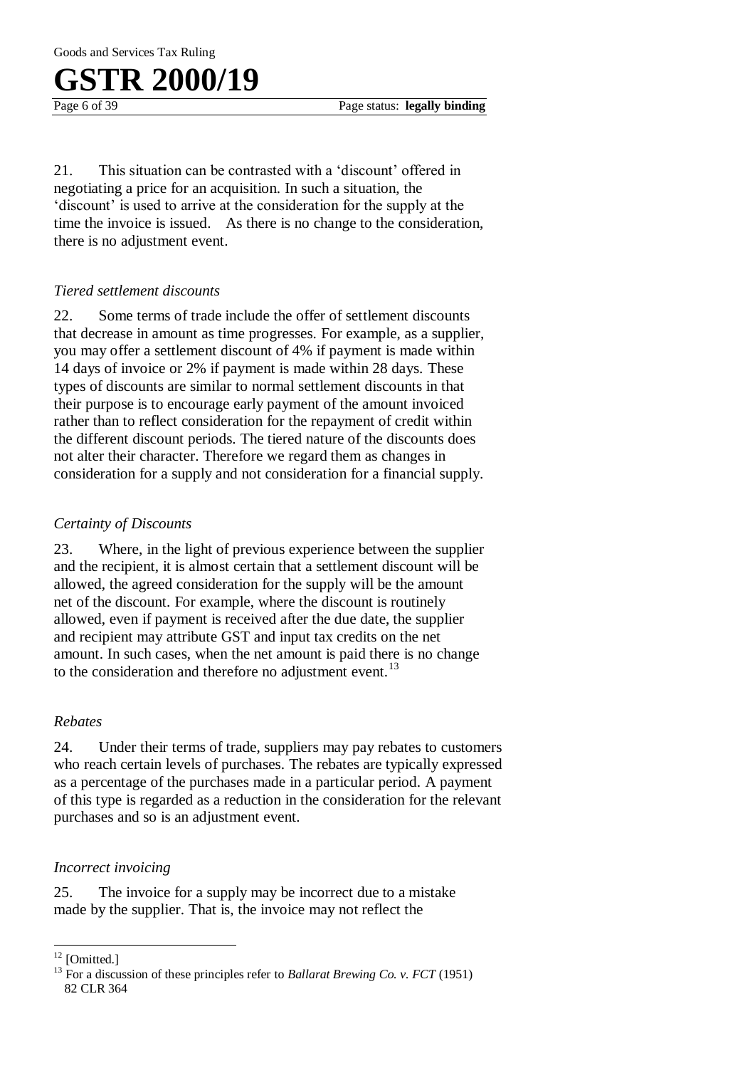21. This situation can be contrasted with a 'discount' offered in negotiating a price for an acquisition. In such a situation, the 'discount' is used to arrive at the consideration for the supply at the time the invoice is issued. As there is no change to the consideration, there is no adjustment event.

### *Tiered settlement discounts*

22. Some terms of trade include the offer of settlement discounts that decrease in amount as time progresses. For example, as a supplier, you may offer a settlement discount of 4% if payment is made within 14 days of invoice or 2% if payment is made within 28 days. These types of discounts are similar to normal settlement discounts in that their purpose is to encourage early payment of the amount invoiced rather than to reflect consideration for the repayment of credit within the different discount periods. The tiered nature of the discounts does not alter their character. Therefore we regard them as changes in consideration for a supply and not consideration for a financial supply.

### *Certainty of Discounts*

23. Where, in the light of previous experience between the supplier and the recipient, it is almost certain that a settlement discount will be allowed, the agreed consideration for the supply will be the amount net of the discount. For example, where the discount is routinely allowed, even if payment is received after the due date, the supplier and recipient may attribute GST and input tax credits on the net amount. In such cases, when the net amount is paid there is no change to the consideration and therefore no adjustment event.[13]

### *Rebates*

24. Under their terms of trade, suppliers may pay rebates to customers who reach certain levels of purchases. The rebates are typically expressed as a percentage of the purchases made in a particular period. A payment of this type is regarded as a reduction in the consideration for the relevant purchases and so is an adjustment event.

### *Incorrect invoicing*

25. The invoice for a supply may be incorrect due to a mistake made by the supplier. That is, the invoice may not reflect the

---

[12] [Omitted.]

[13] For a discussion of these principles refer to *Ballarat Brewing Co. v. FCT* (1951) 82 CLR 364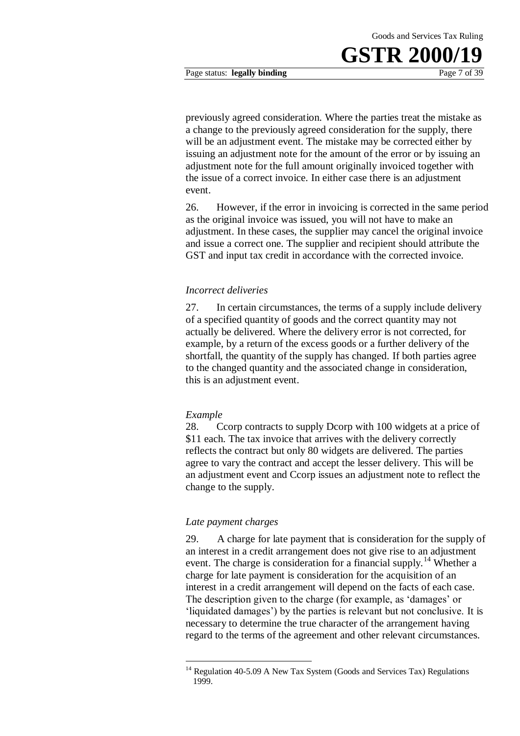previously agreed consideration. Where the parties treat the mistake as a change to the previously agreed consideration for the supply, there will be an adjustment event. The mistake may be corrected either by issuing an adjustment note for the amount of the error or by issuing an adjustment note for the full amount originally invoiced together with the issue of a correct invoice. In either case there is an adjustment event.

26. However, if the error in invoicing is corrected in the same period as the original invoice was issued, you will not have to make an adjustment. In these cases, the supplier may cancel the original invoice and issue a correct one. The supplier and recipient should attribute the GST and input tax credit in accordance with the corrected invoice.

*Incorrect deliveries*

27. In certain circumstances, the terms of a supply include delivery of a specified quantity of goods and the correct quantity may not actually be delivered. Where the delivery error is not corrected, for example, by a return of the excess goods or a further delivery of the shortfall, the quantity of the supply has changed. If both parties agree to the changed quantity and the associated change in consideration, this is an adjustment event.

*Example*

28. Ccorp contracts to supply Dcorp with 100 widgets at a price of $11 each. The tax invoice that arrives with the delivery correctly reflects the contract but only 80 widgets are delivered. The parties agree to vary the contract and accept the lesser delivery. This will be an adjustment event and Ccorp issues an adjustment note to reflect the change to the supply.

*Late payment charges*

29. A charge for late payment that is consideration for the supply of an interest in a credit arrangement does not give rise to an adjustment event. The charge is consideration for a financial supply.[14] Whether a charge for late payment is consideration for the acquisition of an interest in a credit arrangement will depend on the facts of each case. The description given to the charge (for example, as 'damages' or 'liquidated damages') by the parties is relevant but not conclusive. It is necessary to determine the true character of the arrangement having regard to the terms of the agreement and other relevant circumstances.

---

[14] Regulation 40-5.09 A New Tax System (Goods and Services Tax) Regulations 1999.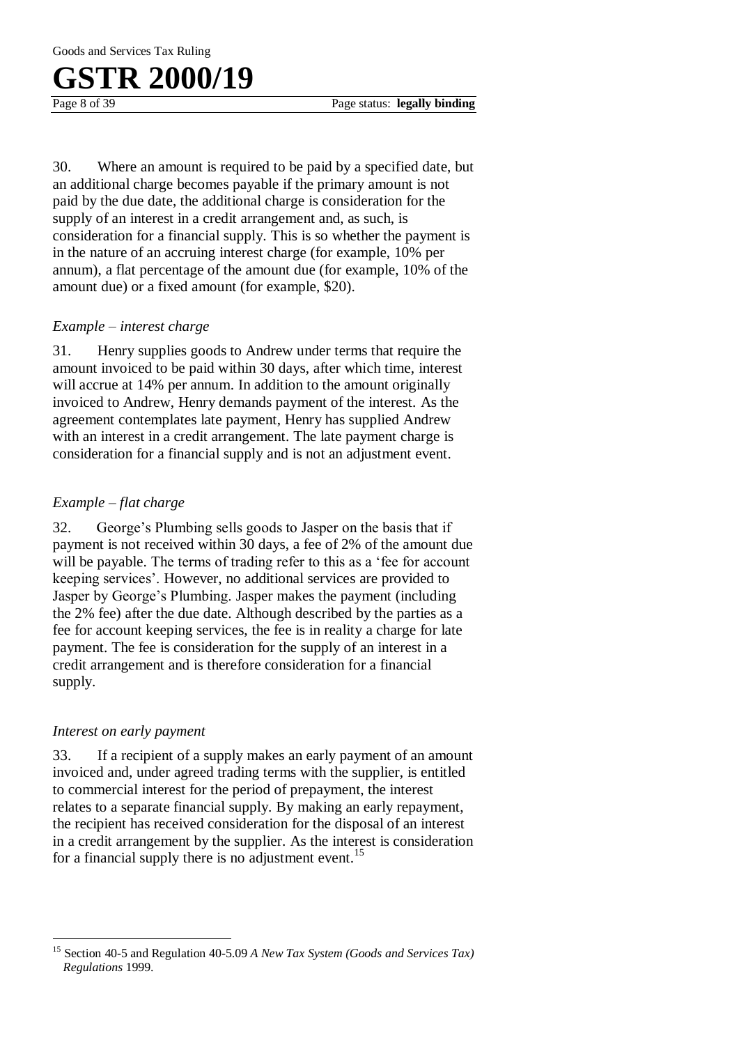30. Where an amount is required to be paid by a specified date, but an additional charge becomes payable if the primary amount is not paid by the due date, the additional charge is consideration for the supply of an interest in a credit arrangement and, as such, is consideration for a financial supply. This is so whether the payment is in the nature of an accruing interest charge (for example, 10% per annum), a flat percentage of the amount due (for example, 10% of the amount due) or a fixed amount (for example, $20).

*Example – interest charge*

31. Henry supplies goods to Andrew under terms that require the amount invoiced to be paid within 30 days, after which time, interest will accrue at 14% per annum. In addition to the amount originally invoiced to Andrew, Henry demands payment of the interest. As the agreement contemplates late payment, Henry has supplied Andrew with an interest in a credit arrangement. The late payment charge is consideration for a financial supply and is not an adjustment event.

*Example – flat charge*

32. George's Plumbing sells goods to Jasper on the basis that if payment is not received within 30 days, a fee of 2% of the amount due will be payable. The terms of trading refer to this as a 'fee for account keeping services'. However, no additional services are provided to Jasper by George's Plumbing. Jasper makes the payment (including the 2% fee) after the due date. Although described by the parties as a fee for account keeping services, the fee is in reality a charge for late payment. The fee is consideration for the supply of an interest in a credit arrangement and is therefore consideration for a financial supply.

*Interest on early payment*

33. If a recipient of a supply makes an early payment of an amount invoiced and, under agreed trading terms with the supplier, is entitled to commercial interest for the period of prepayment, the interest relates to a separate financial supply. By making an early repayment, the recipient has received consideration for the disposal of an interest in a credit arrangement by the supplier. As the interest is consideration for a financial supply there is no adjustment event.[15]

---

[15] Section 40-5 and Regulation 40-5.09 *A New Tax System (Goods and Services Tax) Regulations* 1999.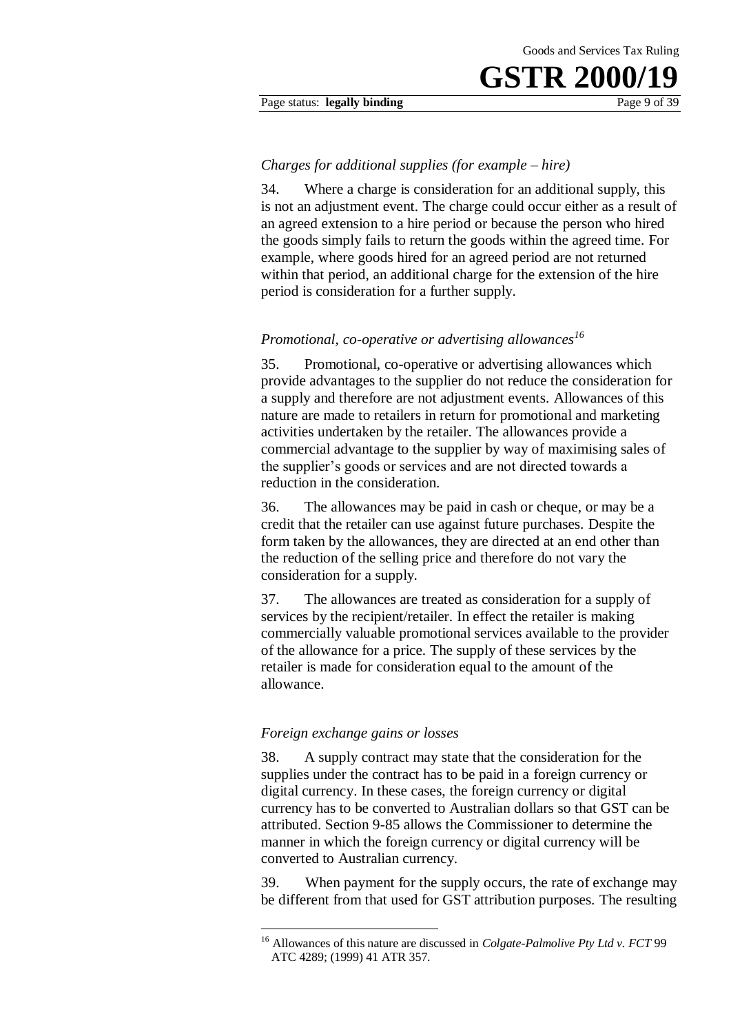*Charges for additional supplies (for example – hire)*

34. Where a charge is consideration for an additional supply, this is not an adjustment event. The charge could occur either as a result of an agreed extension to a hire period or because the person who hired the goods simply fails to return the goods within the agreed time. For example, where goods hired for an agreed period are not returned within that period, an additional charge for the extension of the hire period is consideration for a further supply.

*Promotional, co-operative or advertising allowances*[16]

35. Promotional, co-operative or advertising allowances which provide advantages to the supplier do not reduce the consideration for a supply and therefore are not adjustment events. Allowances of this nature are made to retailers in return for promotional and marketing activities undertaken by the retailer. The allowances provide a commercial advantage to the supplier by way of maximising sales of the supplier's goods or services and are not directed towards a reduction in the consideration.

36. The allowances may be paid in cash or cheque, or may be a credit that the retailer can use against future purchases. Despite the form taken by the allowances, they are directed at an end other than the reduction of the selling price and therefore do not vary the consideration for a supply.

37. The allowances are treated as consideration for a supply of services by the recipient/retailer. In effect the retailer is making commercially valuable promotional services available to the provider of the allowance for a price. The supply of these services by the retailer is made for consideration equal to the amount of the allowance.

*Foreign exchange gains or losses*

38. A supply contract may state that the consideration for the supplies under the contract has to be paid in a foreign currency or digital currency. In these cases, the foreign currency or digital currency has to be converted to Australian dollars so that GST can be attributed. Section 9-85 allows the Commissioner to determine the manner in which the foreign currency or digital currency will be converted to Australian currency.

39. When payment for the supply occurs, the rate of exchange may be different from that used for GST attribution purposes. The resulting

---

[16] Allowances of this nature are discussed in *Colgate-Palmolive Pty Ltd v. FCT* 99 ATC 4289; (1999) 41 ATR 357.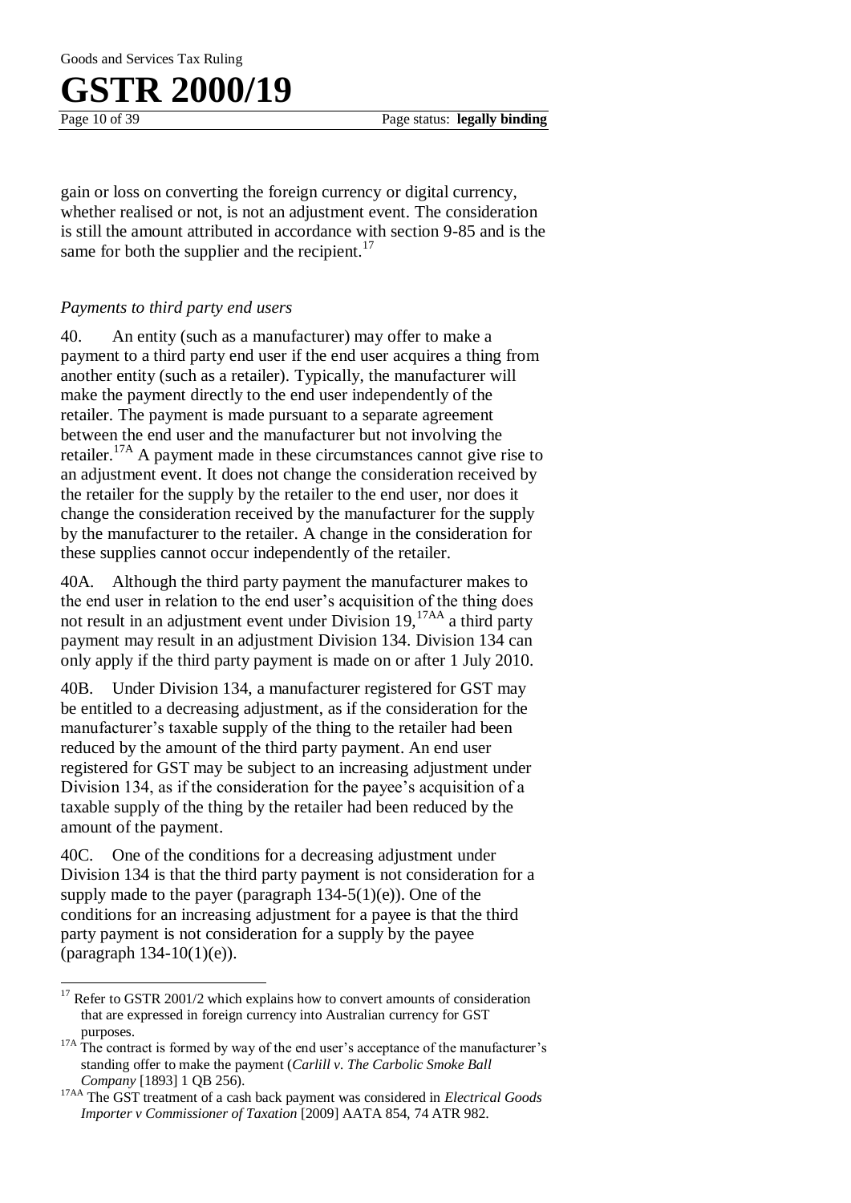gain or loss on converting the foreign currency or digital currency, whether realised or not, is not an adjustment event. The consideration is still the amount attributed in accordance with section 9-85 and is the same for both the supplier and the recipient.[17]

*Payments to third party end users*

40. An entity (such as a manufacturer) may offer to make a payment to a third party end user if the end user acquires a thing from another entity (such as a retailer). Typically, the manufacturer will make the payment directly to the end user independently of the retailer. The payment is made pursuant to a separate agreement between the end user and the manufacturer but not involving the retailer.[17A] A payment made in these circumstances cannot give rise to an adjustment event. It does not change the consideration received by the retailer for the supply by the retailer to the end user, nor does it change the consideration received by the manufacturer for the supply by the manufacturer to the retailer. A change in the consideration for these supplies cannot occur independently of the retailer.

40A. Although the third party payment the manufacturer makes to the end user in relation to the end user's acquisition of the thing does not result in an adjustment event under Division 19,[17AA] a third party payment may result in an adjustment Division 134. Division 134 can only apply if the third party payment is made on or after 1 July 2010.

40B. Under Division 134, a manufacturer registered for GST may be entitled to a decreasing adjustment, as if the consideration for the manufacturer's taxable supply of the thing to the retailer had been reduced by the amount of the third party payment. An end user registered for GST may be subject to an increasing adjustment under Division 134, as if the consideration for the payee's acquisition of a taxable supply of the thing by the retailer had been reduced by the amount of the payment.

40C. One of the conditions for a decreasing adjustment under Division 134 is that the third party payment is not consideration for a supply made to the payer (paragraph 134-5(1)(e)). One of the conditions for an increasing adjustment for a payee is that the third party payment is not consideration for a supply by the payee (paragraph 134-10(1)(e)).

---

[17] Refer to GSTR 2001/2 which explains how to convert amounts of consideration that are expressed in foreign currency into Australian currency for GST purposes.

[17A] The contract is formed by way of the end user's acceptance of the manufacturer's standing offer to make the payment (*Carlill v. The Carbolic Smoke Ball Company* [1893] 1 QB 256).

[17AA] The GST treatment of a cash back payment was considered in *Electrical Goods Importer v Commissioner of Taxation* [2009] AATA 854, 74 ATR 982.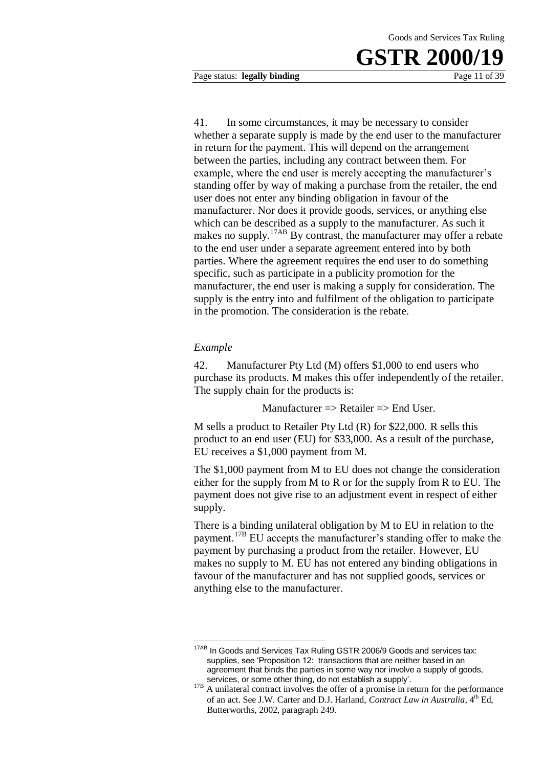41. In some circumstances, it may be necessary to consider whether a separate supply is made by the end user to the manufacturer in return for the payment. This will depend on the arrangement between the parties, including any contract between them. For example, where the end user is merely accepting the manufacturer's standing offer by way of making a purchase from the retailer, the end user does not enter any binding obligation in favour of the manufacturer. Nor does it provide goods, services, or anything else which can be described as a supply to the manufacturer. As such it makes no supply.[17AB] By contrast, the manufacturer may offer a rebate to the end user under a separate agreement entered into by both parties. Where the agreement requires the end user to do something specific, such as participate in a publicity promotion for the manufacturer, the end user is making a supply for consideration. The supply is the entry into and fulfilment of the obligation to participate in the promotion. The consideration is the rebate.

*Example*

42. Manufacturer Pty Ltd (M) offers $1,000 to end users who purchase its products. M makes this offer independently of the retailer. The supply chain for the products is:

Manufacturer => Retailer => End User.

M sells a product to Retailer Pty Ltd (R) for $22,000. R sells this product to an end user (EU) for $33,000. As a result of the purchase, EU receives a $1,000 payment from M.

The $1,000 payment from M to EU does not change the consideration either for the supply from M to R or for the supply from R to EU. The payment does not give rise to an adjustment event in respect of either supply.

There is a binding unilateral obligation by M to EU in relation to the payment.[17B] EU accepts the manufacturer's standing offer to make the payment by purchasing a product from the retailer. However, EU makes no supply to M. EU has not entered any binding obligations in favour of the manufacturer and has not supplied goods, services or anything else to the manufacturer.

---

[17AB] In Goods and Services Tax Ruling GSTR 2006/9 Goods and services tax: supplies, see 'Proposition 12: transactions that are neither based in an agreement that binds the parties in some way nor involve a supply of goods, services, or some other thing, do not establish a supply'.

[17B] A unilateral contract involves the offer of a promise in return for the performance of an act. See J.W. Carter and D.J. Harland, *Contract Law in Australia*, 4th Ed, Butterworths, 2002, paragraph 249.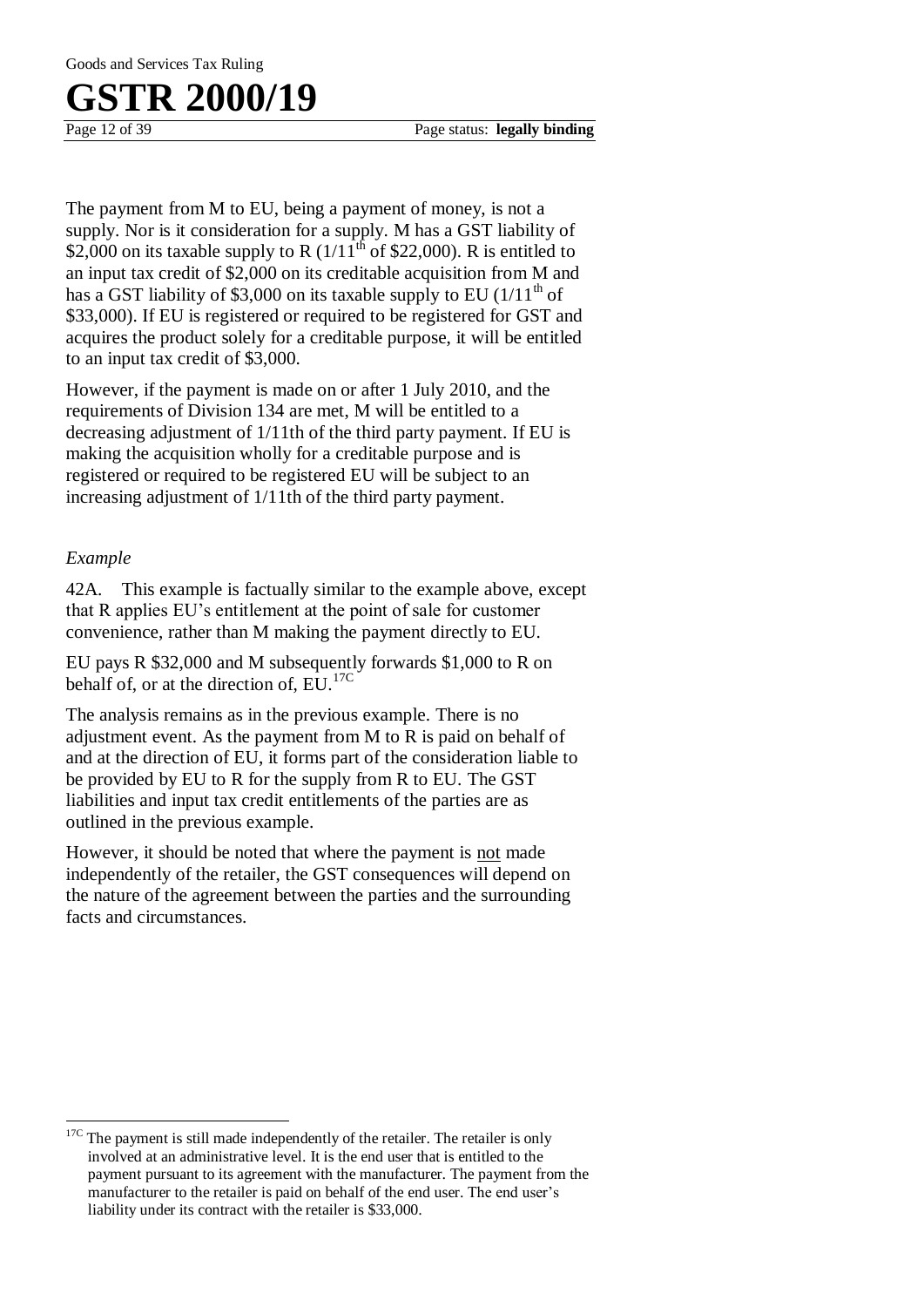The payment from M to EU, being a payment of money, is not a supply. Nor is it consideration for a supply. M has a GST liability of \$2,000 on its taxable supply to R ($1/11^{th}$ of \$22,000). R is entitled to an input tax credit of \$2,000 on its creditable acquisition from M and has a GST liability of \$3,000 on its taxable supply to EU ($1/11^{th}$ of \$33,000). If EU is registered or required to be registered for GST and acquires the product solely for a creditable purpose, it will be entitled to an input tax credit of \$3,000.

However, if the payment is made on or after 1 July 2010, and the requirements of Division 134 are met, M will be entitled to a decreasing adjustment of 1/11th of the third party payment. If EU is making the acquisition wholly for a creditable purpose and is registered or required to be registered EU will be subject to an increasing adjustment of 1/11th of the third party payment.

*Example*

42A. This example is factually similar to the example above, except that R applies EU's entitlement at the point of sale for customer convenience, rather than M making the payment directly to EU.

EU pays R \$32,000 and M subsequently forwards \$1,000 to R on behalf of, or at the direction of, EU.[17C]

The analysis remains as in the previous example. There is no adjustment event. As the payment from M to R is paid on behalf of and at the direction of EU, it forms part of the consideration liable to be provided by EU to R for the supply from R to EU. The GST liabilities and input tax credit entitlements of the parties are as outlined in the previous example.

However, it should be noted that where the payment is not made independently of the retailer, the GST consequences will depend on the nature of the agreement between the parties and the surrounding facts and circumstances.

---

[17C] The payment is still made independently of the retailer. The retailer is only involved at an administrative level. It is the end user that is entitled to the payment pursuant to its agreement with the manufacturer. The payment from the manufacturer to the retailer is paid on behalf of the end user. The end user's liability under its contract with the retailer is \$33,000.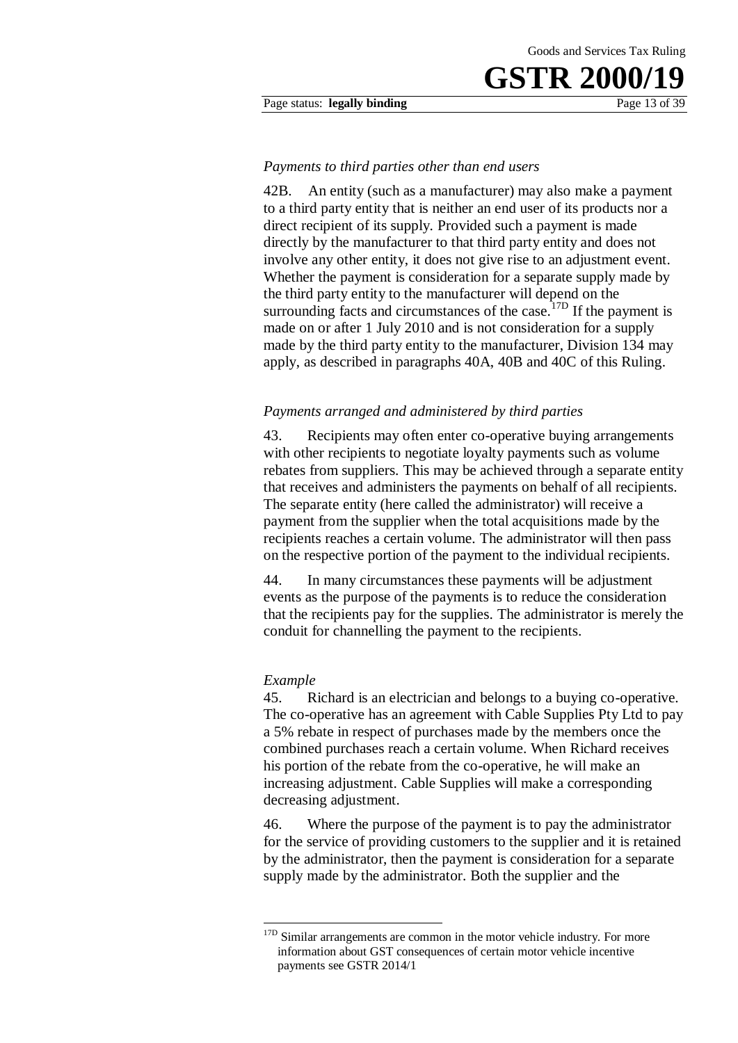*Payments to third parties other than end users*

42B. An entity (such as a manufacturer) may also make a payment to a third party entity that is neither an end user of its products nor a direct recipient of its supply. Provided such a payment is made directly by the manufacturer to that third party entity and does not involve any other entity, it does not give rise to an adjustment event. Whether the payment is consideration for a separate supply made by the third party entity to the manufacturer will depend on the surrounding facts and circumstances of the case.[17D] If the payment is made on or after 1 July 2010 and is not consideration for a supply made by the third party entity to the manufacturer, Division 134 may apply, as described in paragraphs 40A, 40B and 40C of this Ruling.

*Payments arranged and administered by third parties*

43. Recipients may often enter co-operative buying arrangements with other recipients to negotiate loyalty payments such as volume rebates from suppliers. This may be achieved through a separate entity that receives and administers the payments on behalf of all recipients. The separate entity (here called the administrator) will receive a payment from the supplier when the total acquisitions made by the recipients reaches a certain volume. The administrator will then pass on the respective portion of the payment to the individual recipients.

44. In many circumstances these payments will be adjustment events as the purpose of the payments is to reduce the consideration that the recipients pay for the supplies. The administrator is merely the conduit for channelling the payment to the recipients.

*Example*

45. Richard is an electrician and belongs to a buying co-operative. The co-operative has an agreement with Cable Supplies Pty Ltd to pay a 5% rebate in respect of purchases made by the members once the combined purchases reach a certain volume. When Richard receives his portion of the rebate from the co-operative, he will make an increasing adjustment. Cable Supplies will make a corresponding decreasing adjustment.

46. Where the purpose of the payment is to pay the administrator for the service of providing customers to the supplier and it is retained by the administrator, then the payment is consideration for a separate supply made by the administrator. Both the supplier and the

---

[17D] Similar arrangements are common in the motor vehicle industry. For more information about GST consequences of certain motor vehicle incentive payments see GSTR 2014/1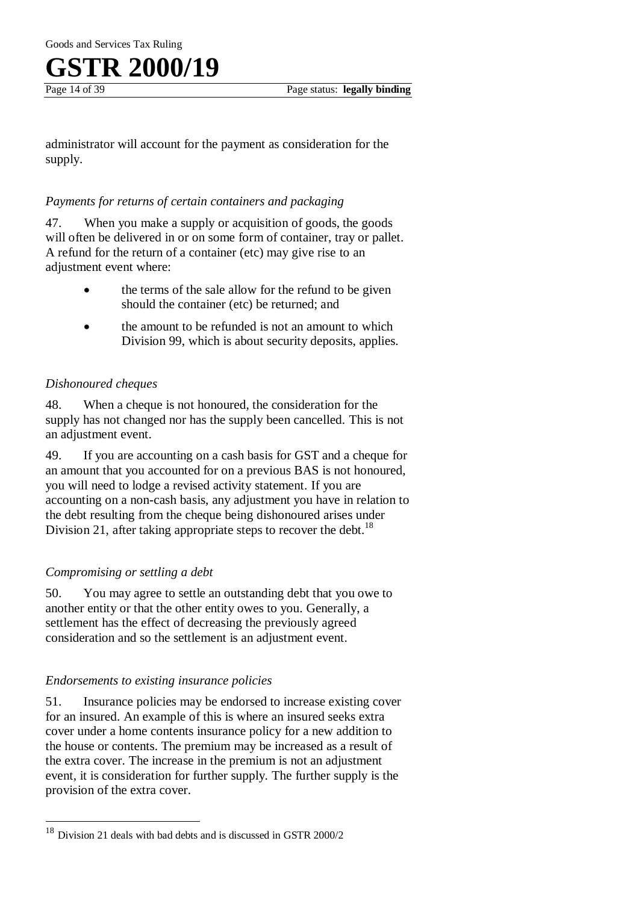administrator will account for the payment as consideration for the supply.

*Payments for returns of certain containers and packaging*

47. When you make a supply or acquisition of goods, the goods will often be delivered in or on some form of container, tray or pallet. A refund for the return of a container (etc) may give rise to an adjustment event where:

- the terms of the sale allow for the refund to be given should the container (etc) be returned; and
- the amount to be refunded is not an amount to which Division 99, which is about security deposits, applies.

*Dishonoured cheques*

48. When a cheque is not honoured, the consideration for the supply has not changed nor has the supply been cancelled. This is not an adjustment event.

49. If you are accounting on a cash basis for GST and a cheque for an amount that you accounted for on a previous BAS is not honoured, you will need to lodge a revised activity statement. If you are accounting on a non-cash basis, any adjustment you have in relation to the debt resulting from the cheque being dishonoured arises under Division 21, after taking appropriate steps to recover the debt.[18]

*Compromising or settling a debt*

50. You may agree to settle an outstanding debt that you owe to another entity or that the other entity owes to you. Generally, a settlement has the effect of decreasing the previously agreed consideration and so the settlement is an adjustment event.

*Endorsements to existing insurance policies*

51. Insurance policies may be endorsed to increase existing cover for an insured. An example of this is where an insured seeks extra cover under a home contents insurance policy for a new addition to the house or contents. The premium may be increased as a result of the extra cover. The increase in the premium is not an adjustment event, it is consideration for further supply. The further supply is the provision of the extra cover.

---

[18] Division 21 deals with bad debts and is discussed in GSTR 2000/2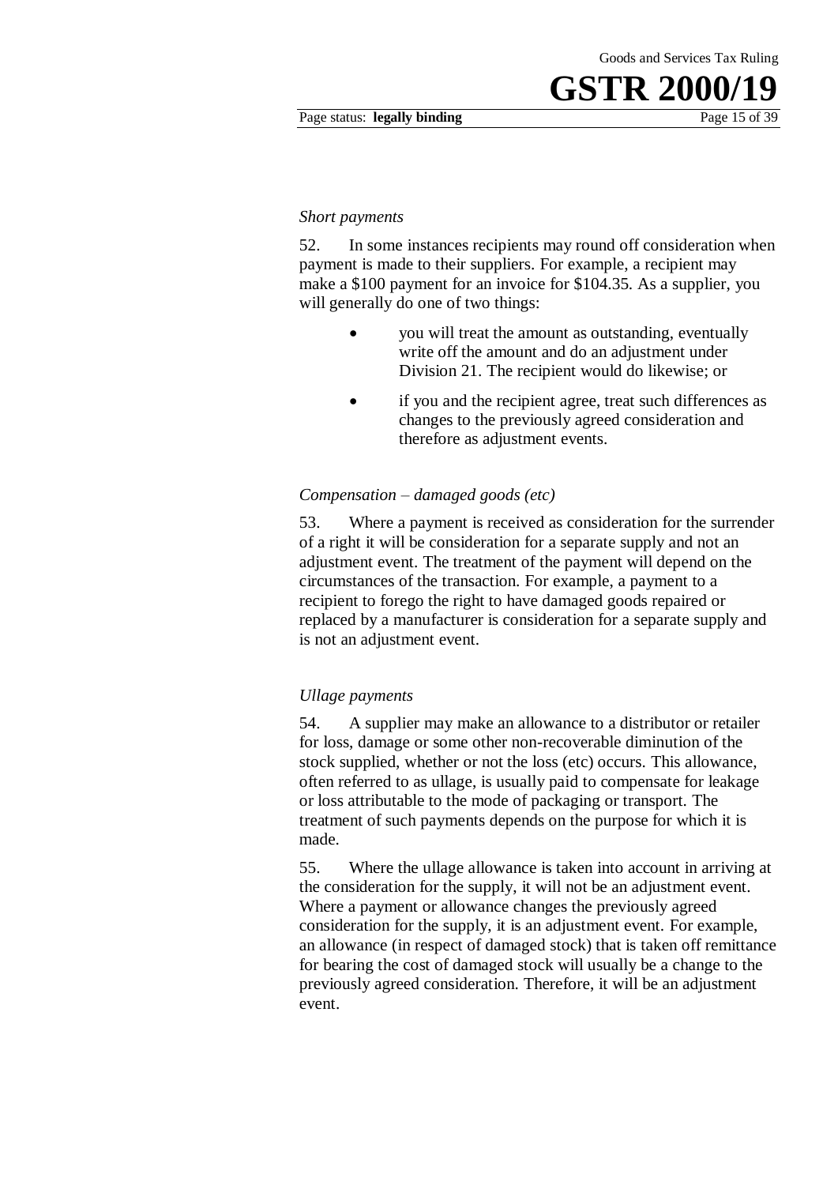*Short payments*

52. In some instances recipients may round off consideration when payment is made to their suppliers. For example, a recipient may make a $100 payment for an invoice for $104.35. As a supplier, you will generally do one of two things:

- you will treat the amount as outstanding, eventually write off the amount and do an adjustment under Division 21. The recipient would do likewise; or
- if you and the recipient agree, treat such differences as changes to the previously agreed consideration and therefore as adjustment events.

*Compensation – damaged goods (etc)*

53. Where a payment is received as consideration for the surrender of a right it will be consideration for a separate supply and not an adjustment event. The treatment of the payment will depend on the circumstances of the transaction. For example, a payment to a recipient to forego the right to have damaged goods repaired or replaced by a manufacturer is consideration for a separate supply and is not an adjustment event.

*Ullage payments*

54. A supplier may make an allowance to a distributor or retailer for loss, damage or some other non-recoverable diminution of the stock supplied, whether or not the loss (etc) occurs. This allowance, often referred to as ullage, is usually paid to compensate for leakage or loss attributable to the mode of packaging or transport. The treatment of such payments depends on the purpose for which it is made.

55. Where the ullage allowance is taken into account in arriving at the consideration for the supply, it will not be an adjustment event. Where a payment or allowance changes the previously agreed consideration for the supply, it is an adjustment event. For example, an allowance (in respect of damaged stock) that is taken off remittance for bearing the cost of damaged stock will usually be a change to the previously agreed consideration. Therefore, it will be an adjustment event.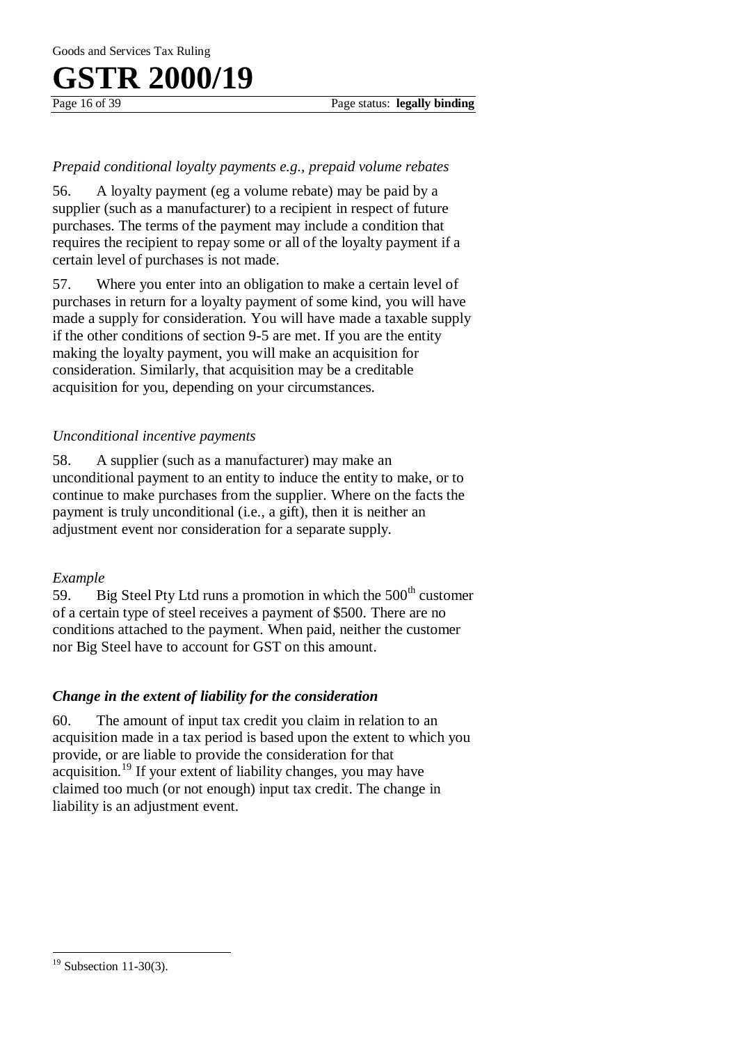*Prepaid conditional loyalty payments e.g., prepaid volume rebates*

56. A loyalty payment (eg a volume rebate) may be paid by a supplier (such as a manufacturer) to a recipient in respect of future purchases. The terms of the payment may include a condition that requires the recipient to repay some or all of the loyalty payment if a certain level of purchases is not made.

57. Where you enter into an obligation to make a certain level of purchases in return for a loyalty payment of some kind, you will have made a supply for consideration. You will have made a taxable supply if the other conditions of section 9-5 are met. If you are the entity making the loyalty payment, you will make an acquisition for consideration. Similarly, that acquisition may be a creditable acquisition for you, depending on your circumstances.

*Unconditional incentive payments*

58. A supplier (such as a manufacturer) may make an unconditional payment to an entity to induce the entity to make, or to continue to make purchases from the supplier. Where on the facts the payment is truly unconditional (i.e., a gift), then it is neither an adjustment event nor consideration for a separate supply.

*Example*

59. Big Steel Pty Ltd runs a promotion in which the 500th customer of a certain type of steel receives a payment of $500. There are no conditions attached to the payment. When paid, neither the customer nor Big Steel have to account for GST on this amount.

### *Change in the extent of liability for the consideration*

60. The amount of input tax credit you claim in relation to an acquisition made in a tax period is based upon the extent to which you provide, or are liable to provide the consideration for that acquisition.[19] If your extent of liability changes, you may have claimed too much (or not enough) input tax credit. The change in liability is an adjustment event.

---

[19] Subsection 11-30(3).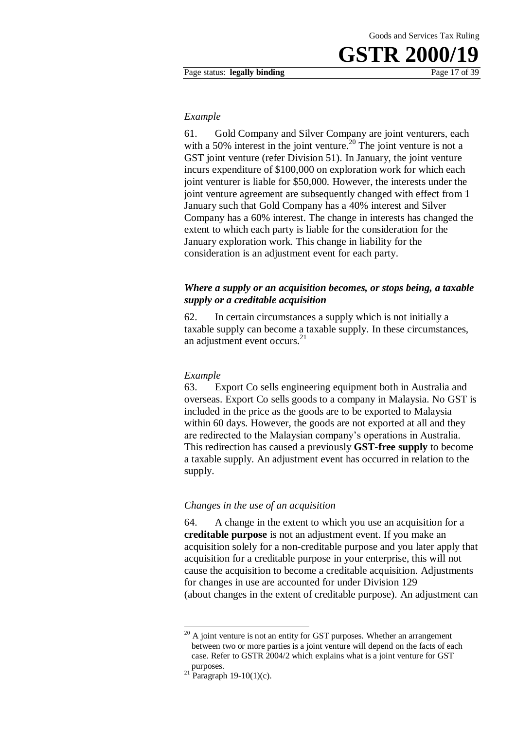*Example*

61. Gold Company and Silver Company are joint venturers, each with a 50% interest in the joint venture.[20] The joint venture is not a GST joint venture (refer Division 51). In January, the joint venture incurs expenditure of $100,000 on exploration work for which each joint venturer is liable for $50,000. However, the interests under the joint venture agreement are subsequently changed with effect from 1 January such that Gold Company has a 40% interest and Silver Company has a 60% interest. The change in interests has changed the extent to which each party is liable for the consideration for the January exploration work. This change in liability for the consideration is an adjustment event for each party.

### *Where a supply or an acquisition becomes, or stops being, a taxable supply or a creditable acquisition*

62. In certain circumstances a supply which is not initially a taxable supply can become a taxable supply. In these circumstances, an adjustment event occurs.[21]

*Example*

63. Export Co sells engineering equipment both in Australia and overseas. Export Co sells goods to a company in Malaysia. No GST is included in the price as the goods are to be exported to Malaysia within 60 days. However, the goods are not exported at all and they are redirected to the Malaysian company's operations in Australia. This redirection has caused a previously **GST-free supply** to become a taxable supply. An adjustment event has occurred in relation to the supply.

*Changes in the use of an acquisition*

64. A change in the extent to which you use an acquisition for a **creditable purpose** is not an adjustment event. If you make an acquisition solely for a non-creditable purpose and you later apply that acquisition for a creditable purpose in your enterprise, this will not cause the acquisition to become a creditable acquisition. Adjustments for changes in use are accounted for under Division 129 (about changes in the extent of creditable purpose). An adjustment can

---

[20] A joint venture is not an entity for GST purposes. Whether an arrangement between two or more parties is a joint venture will depend on the facts of each case. Refer to GSTR 2004/2 which explains what is a joint venture for GST purposes.

[21] Paragraph 19-10(1)(c).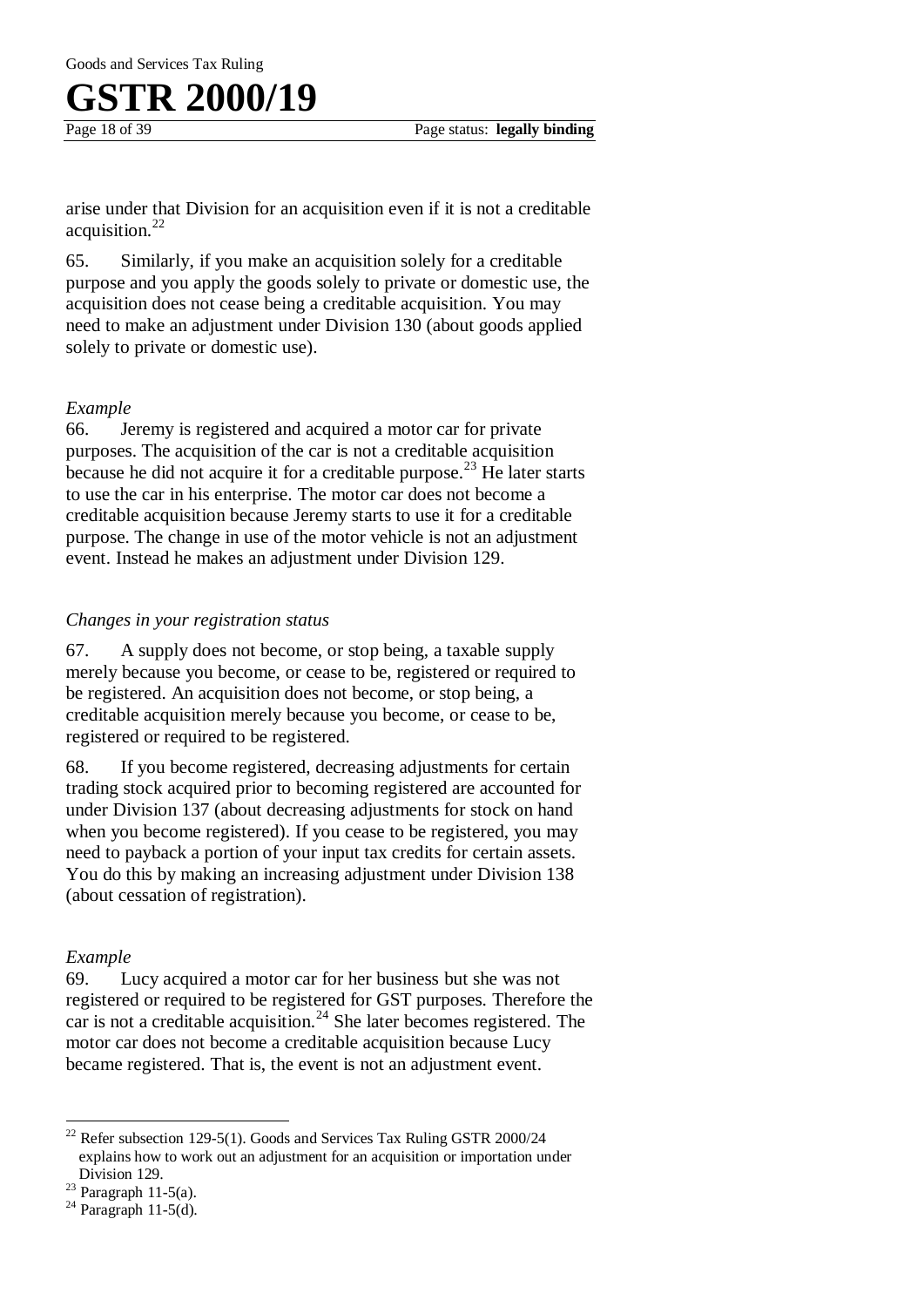arise under that Division for an acquisition even if it is not a creditable acquisition.[22]

65. Similarly, if you make an acquisition solely for a creditable purpose and you apply the goods solely to private or domestic use, the acquisition does not cease being a creditable acquisition. You may need to make an adjustment under Division 130 (about goods applied solely to private or domestic use).

*Example*

66. Jeremy is registered and acquired a motor car for private purposes. The acquisition of the car is not a creditable acquisition because he did not acquire it for a creditable purpose.[23] He later starts to use the car in his enterprise. The motor car does not become a creditable acquisition because Jeremy starts to use it for a creditable purpose. The change in use of the motor vehicle is not an adjustment event. Instead he makes an adjustment under Division 129.

*Changes in your registration status*

67. A supply does not become, or stop being, a taxable supply merely because you become, or cease to be, registered or required to be registered. An acquisition does not become, or stop being, a creditable acquisition merely because you become, or cease to be, registered or required to be registered.

68. If you become registered, decreasing adjustments for certain trading stock acquired prior to becoming registered are accounted for under Division 137 (about decreasing adjustments for stock on hand when you become registered). If you cease to be registered, you may need to payback a portion of your input tax credits for certain assets. You do this by making an increasing adjustment under Division 138 (about cessation of registration).

*Example*

69. Lucy acquired a motor car for her business but she was not registered or required to be registered for GST purposes. Therefore the car is not a creditable acquisition.[24] She later becomes registered. The motor car does not become a creditable acquisition because Lucy became registered. That is, the event is not an adjustment event.

---

[22] Refer subsection 129-5(1). Goods and Services Tax Ruling GSTR 2000/24 explains how to work out an adjustment for an acquisition or importation under Division 129.

[23] Paragraph 11-5(a).

[24] Paragraph 11-5(d).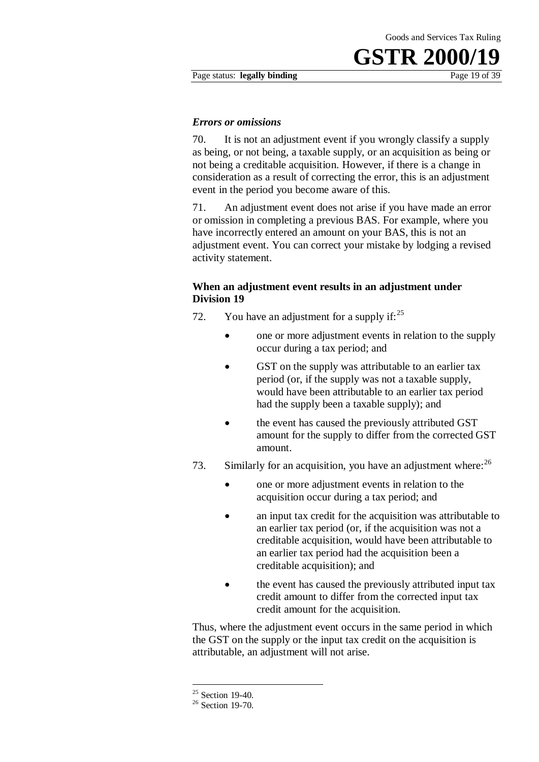### *Errors or omissions*

70. It is not an adjustment event if you wrongly classify a supply as being, or not being, a taxable supply, or an acquisition as being or not being a creditable acquisition. However, if there is a change in consideration as a result of correcting the error, this is an adjustment event in the period you become aware of this.

71. An adjustment event does not arise if you have made an error or omission in completing a previous BAS. For example, where you have incorrectly entered an amount on your BAS, this is not an adjustment event. You can correct your mistake by lodging a revised activity statement.

### When an adjustment event results in an adjustment under Division 19

72. You have an adjustment for a supply if:[25]

- one or more adjustment events in relation to the supply occur during a tax period; and
- GST on the supply was attributable to an earlier tax period (or, if the supply was not a taxable supply, would have been attributable to an earlier tax period had the supply been a taxable supply); and
- the event has caused the previously attributed GST amount for the supply to differ from the corrected GST amount.

73. Similarly for an acquisition, you have an adjustment where:[26]

- one or more adjustment events in relation to the acquisition occur during a tax period; and
- an input tax credit for the acquisition was attributable to an earlier tax period (or, if the acquisition was not a creditable acquisition, would have been attributable to an earlier tax period had the acquisition been a creditable acquisition); and
- the event has caused the previously attributed input tax credit amount to differ from the corrected input tax credit amount for the acquisition.

Thus, where the adjustment event occurs in the same period in which the GST on the supply or the input tax credit on the acquisition is attributable, an adjustment will not arise.

---

[25] Section 19-40.

[26] Section 19-70.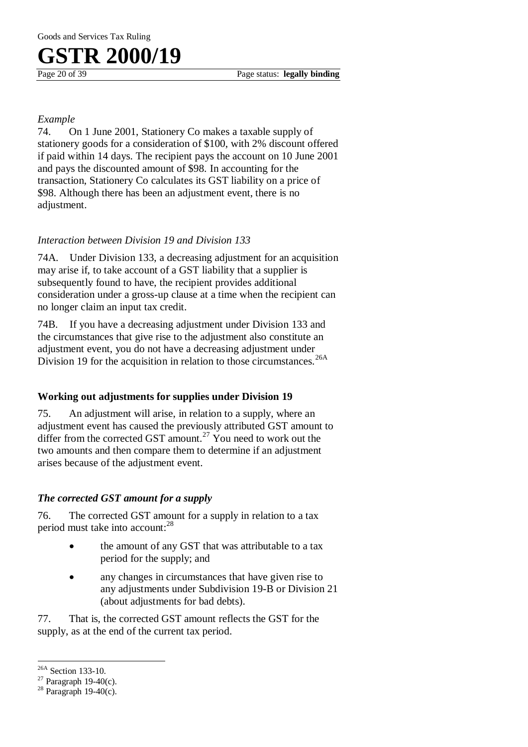*Example*

74. On 1 June 2001, Stationery Co makes a taxable supply of stationery goods for a consideration of $100, with 2% discount offered if paid within 14 days. The recipient pays the account on 10 June 2001 and pays the discounted amount of $98. In accounting for the transaction, Stationery Co calculates its GST liability on a price of $98. Although there has been an adjustment event, there is no adjustment.

### *Interaction between Division 19 and Division 133*

74A. Under Division 133, a decreasing adjustment for an acquisition may arise if, to take account of a GST liability that a supplier is subsequently found to have, the recipient provides additional consideration under a gross-up clause at a time when the recipient can no longer claim an input tax credit.

74B. If you have a decreasing adjustment under Division 133 and the circumstances that give rise to the adjustment also constitute an adjustment event, you do not have a decreasing adjustment under Division 19 for the acquisition in relation to those circumstances.[26A]

## Working out adjustments for supplies under Division 19

75. An adjustment will arise, in relation to a supply, where an adjustment event has caused the previously attributed GST amount to differ from the corrected GST amount.[27] You need to work out the two amounts and then compare them to determine if an adjustment arises because of the adjustment event.

### ***The corrected GST amount for a supply***

76. The corrected GST amount for a supply in relation to a tax period must take into account:[28]

- the amount of any GST that was attributable to a tax period for the supply; and
- any changes in circumstances that have given rise to any adjustments under Subdivision 19-B or Division 21 (about adjustments for bad debts).

77. That is, the corrected GST amount reflects the GST for the supply, as at the end of the current tax period.

---

[26A] Section 133-10.

[27] Paragraph 19-40(c).

[28] Paragraph 19-40(c).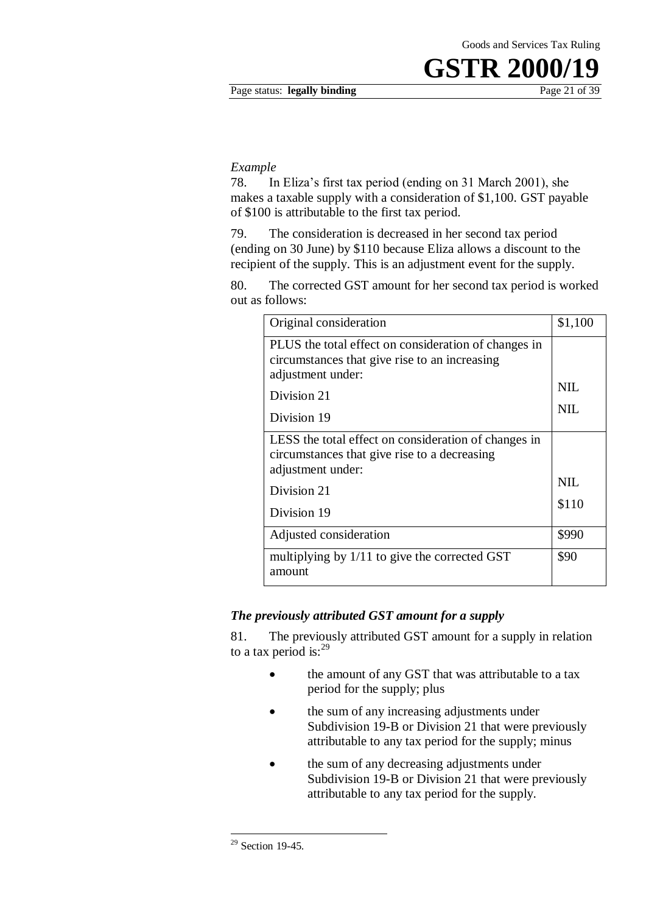*Example*

78. In Eliza's first tax period (ending on 31 March 2001), she makes a taxable supply with a consideration of $1,100. GST payable of $100 is attributable to the first tax period.

79. The consideration is decreased in her second tax period (ending on 30 June) by $110 because Eliza allows a discount to the recipient of the supply. This is an adjustment event for the supply.

80. The corrected GST amount for her second tax period is worked out as follows:

| Original consideration | $1,100 |
|---|---|
| PLUS the total effect on consideration of changes in circumstances that give rise to an increasing adjustment under:<br>Division 21<br>Division 19 | <br><br>NIL<br>NIL |
| LESS the total effect on consideration of changes in circumstances that give rise to a decreasing adjustment under:<br>Division 21<br>Division 19 | <br><br>NIL<br>$110 |
| Adjusted consideration | $990 |
| multiplying by 1/11 to give the corrected GST amount | $90 |

### *The previously attributed GST amount for a supply*

81. The previously attributed GST amount for a supply in relation to a tax period is:[29]

- the amount of any GST that was attributable to a tax period for the supply; plus
- the sum of any increasing adjustments under Subdivision 19-B or Division 21 that were previously attributable to any tax period for the supply; minus
- the sum of any decreasing adjustments under Subdivision 19-B or Division 21 that were previously attributable to any tax period for the supply.

[29] Section 19-45.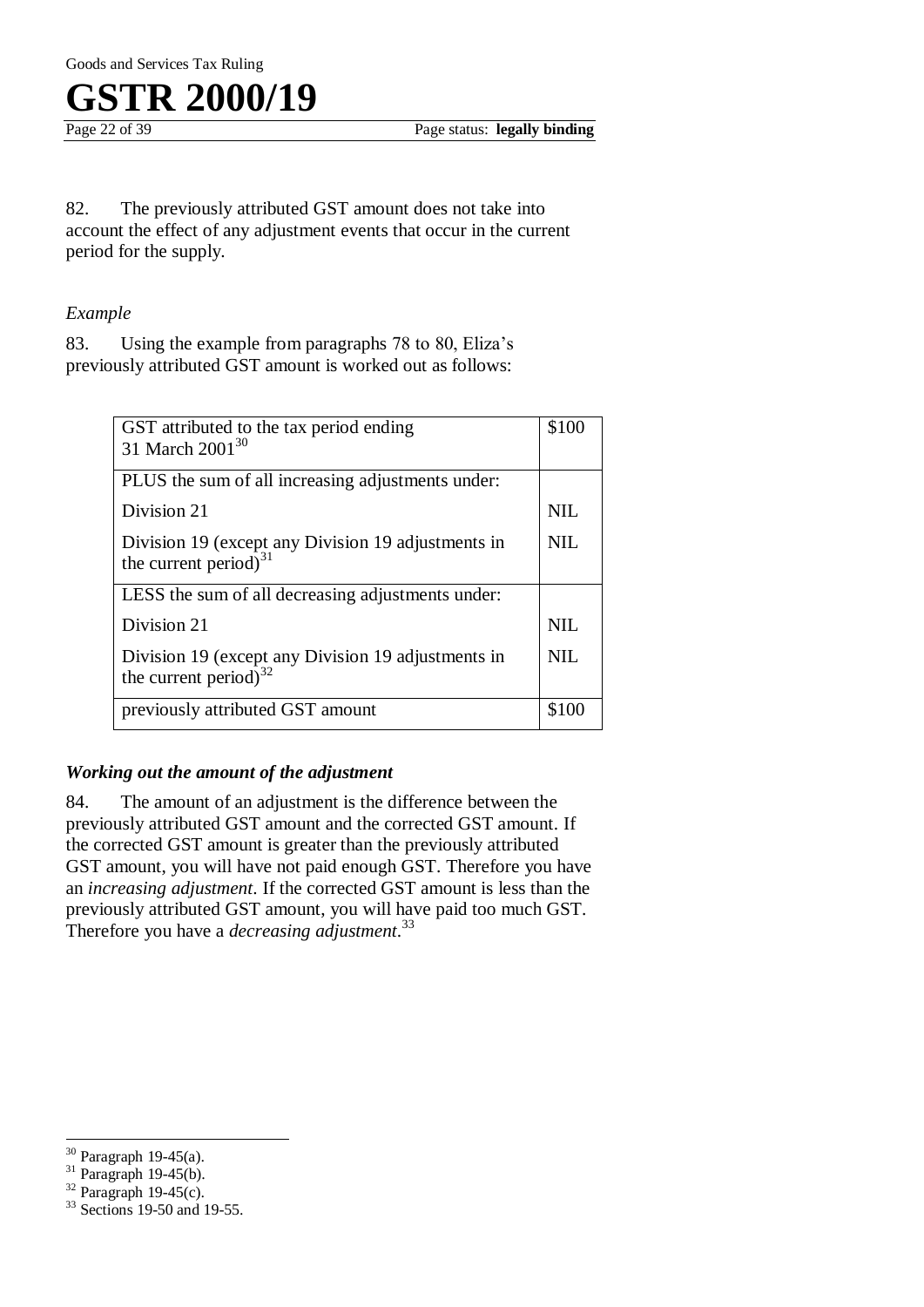82. The previously attributed GST amount does not take into account the effect of any adjustment events that occur in the current period for the supply.

*Example*

83. Using the example from paragraphs 78 to 80, Eliza's previously attributed GST amount is worked out as follows:

| | |
|---|---|
| GST attributed to the tax period ending 31 March 2001[30] | $100 |
| PLUS the sum of all increasing adjustments under: | |
| Division 21 | NIL |
| Division 19 (except any Division 19 adjustments in the current period)[31] | NIL |
| LESS the sum of all decreasing adjustments under: | |
| Division 21 | NIL |
| Division 19 (except any Division 19 adjustments in the current period)[32] | NIL |
| previously attributed GST amount | $100 |

### *Working out the amount of the adjustment*

84. The amount of an adjustment is the difference between the previously attributed GST amount and the corrected GST amount. If the corrected GST amount is greater than the previously attributed GST amount, you will have not paid enough GST. Therefore you have an *increasing adjustment*. If the corrected GST amount is less than the previously attributed GST amount, you will have paid too much GST. Therefore you have a *decreasing adjustment*.[33]

---

[30] Paragraph 19-45(a).

[31] Paragraph 19-45(b).

[32] Paragraph 19-45(c).

[33] Sections 19-50 and 19-55.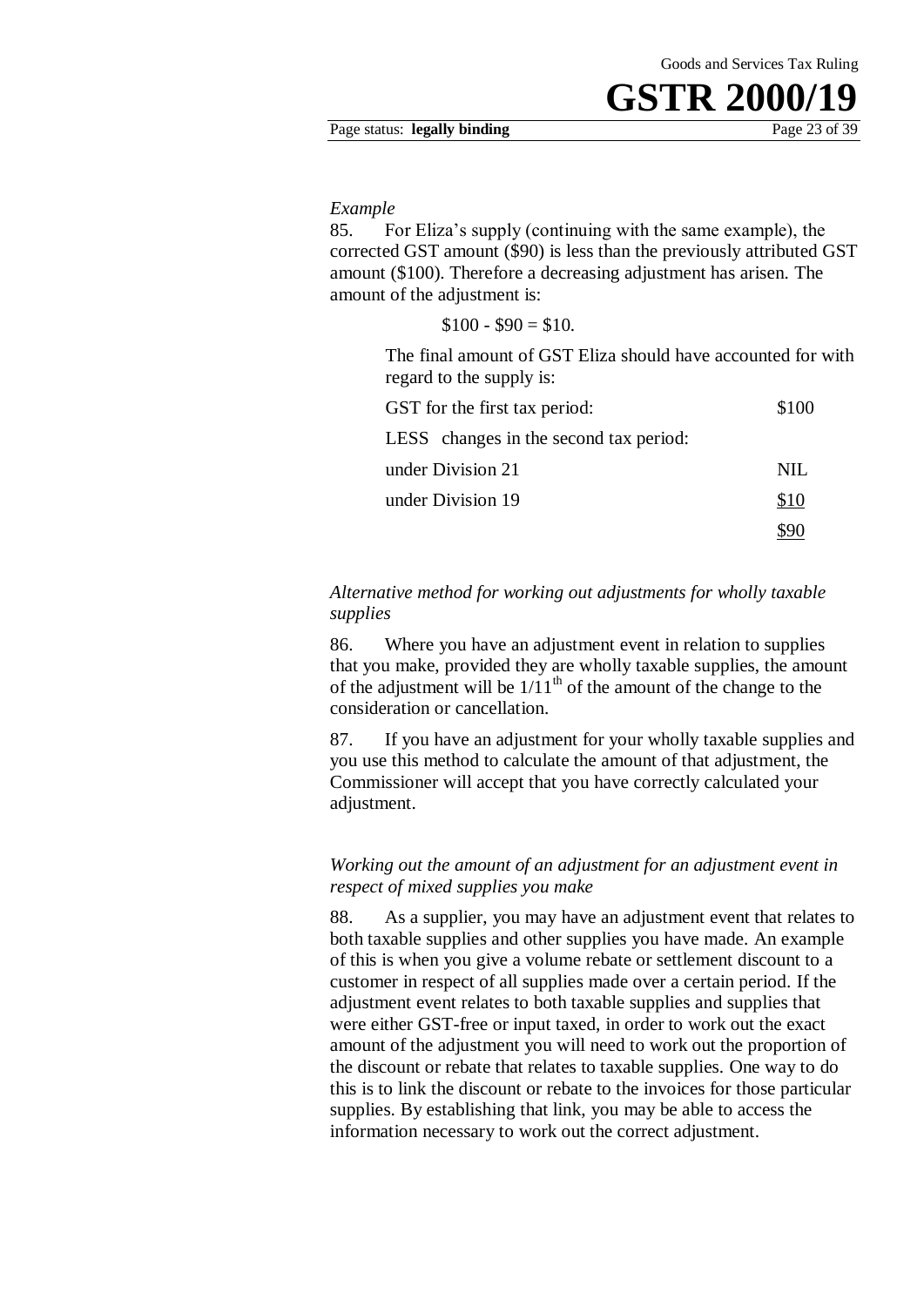*Example*

85. For Eliza's supply (continuing with the same example), the corrected GST amount ($90) is less than the previously attributed GST amount ($100). Therefore a decreasing adjustment has arisen. The amount of the adjustment is:

$100 - $90 = $10.

The final amount of GST Eliza should have accounted for with regard to the supply is:

| | |
|---|---|
| GST for the first tax period: | $100 |
| LESS changes in the second tax period: | |
| under Division 21 | NIL |
| under Division 19 | <u>$10</u> |
| | <u>$90</u> |

*Alternative method for working out adjustments for wholly taxable supplies*

86. Where you have an adjustment event in relation to supplies that you make, provided they are wholly taxable supplies, the amount of the adjustment will be $1/11^{th}$ of the amount of the change to the consideration or cancellation.

87. If you have an adjustment for your wholly taxable supplies and you use this method to calculate the amount of that adjustment, the Commissioner will accept that you have correctly calculated your adjustment.

*Working out the amount of an adjustment for an adjustment event in respect of mixed supplies you make*

88. As a supplier, you may have an adjustment event that relates to both taxable supplies and other supplies you have made. An example of this is when you give a volume rebate or settlement discount to a customer in respect of all supplies made over a certain period. If the adjustment event relates to both taxable supplies and supplies that were either GST-free or input taxed, in order to work out the exact amount of the adjustment you will need to work out the proportion of the discount or rebate that relates to taxable supplies. One way to do this is to link the discount or rebate to the invoices for those particular supplies. By establishing that link, you may be able to access the information necessary to work out the correct adjustment.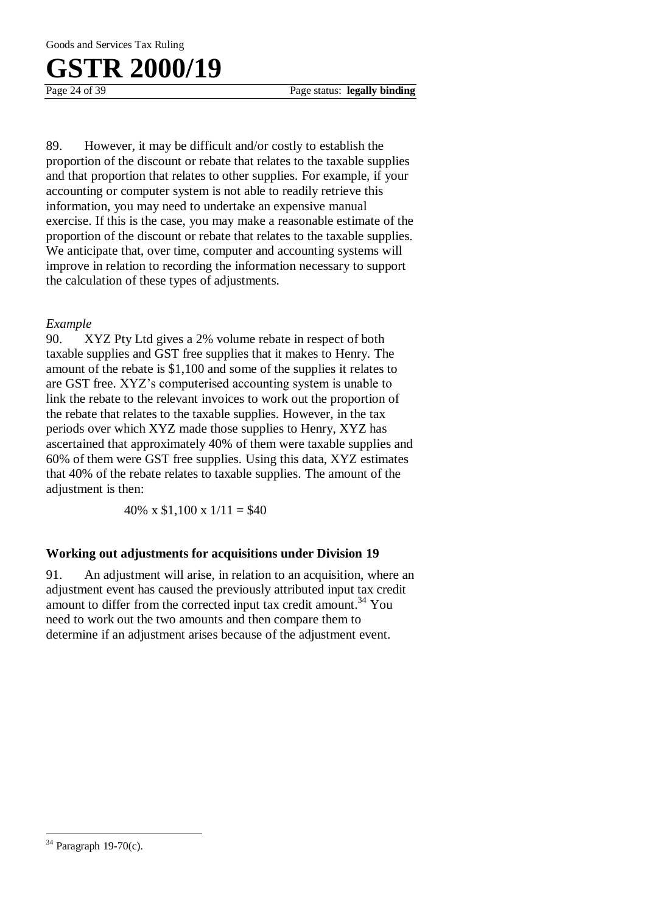89. However, it may be difficult and/or costly to establish the proportion of the discount or rebate that relates to the taxable supplies and that proportion that relates to other supplies. For example, if your accounting or computer system is not able to readily retrieve this information, you may need to undertake an expensive manual exercise. If this is the case, you may make a reasonable estimate of the proportion of the discount or rebate that relates to the taxable supplies. We anticipate that, over time, computer and accounting systems will improve in relation to recording the information necessary to support the calculation of these types of adjustments.

*Example*

90. XYZ Pty Ltd gives a 2% volume rebate in respect of both taxable supplies and GST free supplies that it makes to Henry. The amount of the rebate is $1,100 and some of the supplies it relates to are GST free. XYZ's computerised accounting system is unable to link the rebate to the relevant invoices to work out the proportion of the rebate that relates to the taxable supplies. However, in the tax periods over which XYZ made those supplies to Henry, XYZ has ascertained that approximately 40% of them were taxable supplies and 60% of them were GST free supplies. Using this data, XYZ estimates that 40% of the rebate relates to taxable supplies. The amount of the adjustment is then:

$$40\% \times \$1,100 \times 1/11 = \$40$$

### Working out adjustments for acquisitions under Division 19

91. An adjustment will arise, in relation to an acquisition, where an adjustment event has caused the previously attributed input tax credit amount to differ from the corrected input tax credit amount.[34] You need to work out the two amounts and then compare them to determine if an adjustment arises because of the adjustment event.

---

[34] Paragraph 19-70(c).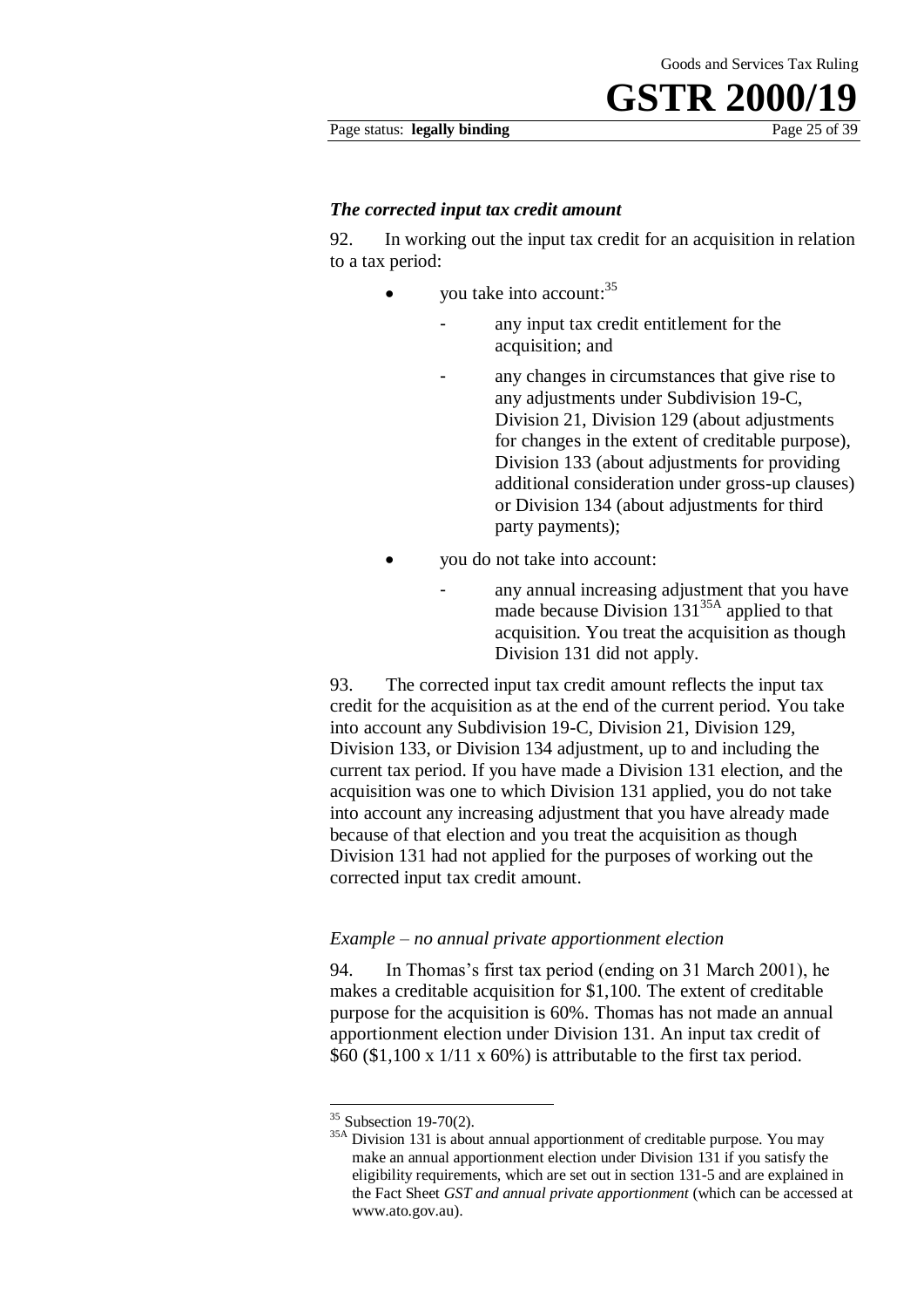### *The corrected input tax credit amount*

92. In working out the input tax credit for an acquisition in relation to a tax period:

- you take into account:[35]
  - any input tax credit entitlement for the acquisition; and
  - any changes in circumstances that give rise to any adjustments under Subdivision 19-C, Division 21, Division 129 (about adjustments for changes in the extent of creditable purpose), Division 133 (about adjustments for providing additional consideration under gross-up clauses) or Division 134 (about adjustments for third party payments);
- you do not take into account:
  - any annual increasing adjustment that you have made because Division 131[35A] applied to that acquisition. You treat the acquisition as though Division 131 did not apply.

93. The corrected input tax credit amount reflects the input tax credit for the acquisition as at the end of the current period. You take into account any Subdivision 19-C, Division 21, Division 129, Division 133, or Division 134 adjustment, up to and including the current tax period. If you have made a Division 131 election, and the acquisition was one to which Division 131 applied, you do not take into account any increasing adjustment that you have already made because of that election and you treat the acquisition as though Division 131 had not applied for the purposes of working out the corrected input tax credit amount.

*Example – no annual private apportionment election*

94. In Thomas's first tax period (ending on 31 March 2001), he makes a creditable acquisition for $1,100. The extent of creditable purpose for the acquisition is 60%. Thomas has not made an annual apportionment election under Division 131. An input tax credit of $60 ($1,100 x 1/11 x 60%) is attributable to the first tax period.

---

[35] Subsection 19-70(2).

[35A] Division 131 is about annual apportionment of creditable purpose. You may make an annual apportionment election under Division 131 if you satisfy the eligibility requirements, which are set out in section 131-5 and are explained in the Fact Sheet *GST and annual private apportionment* (which can be accessed at www.ato.gov.au).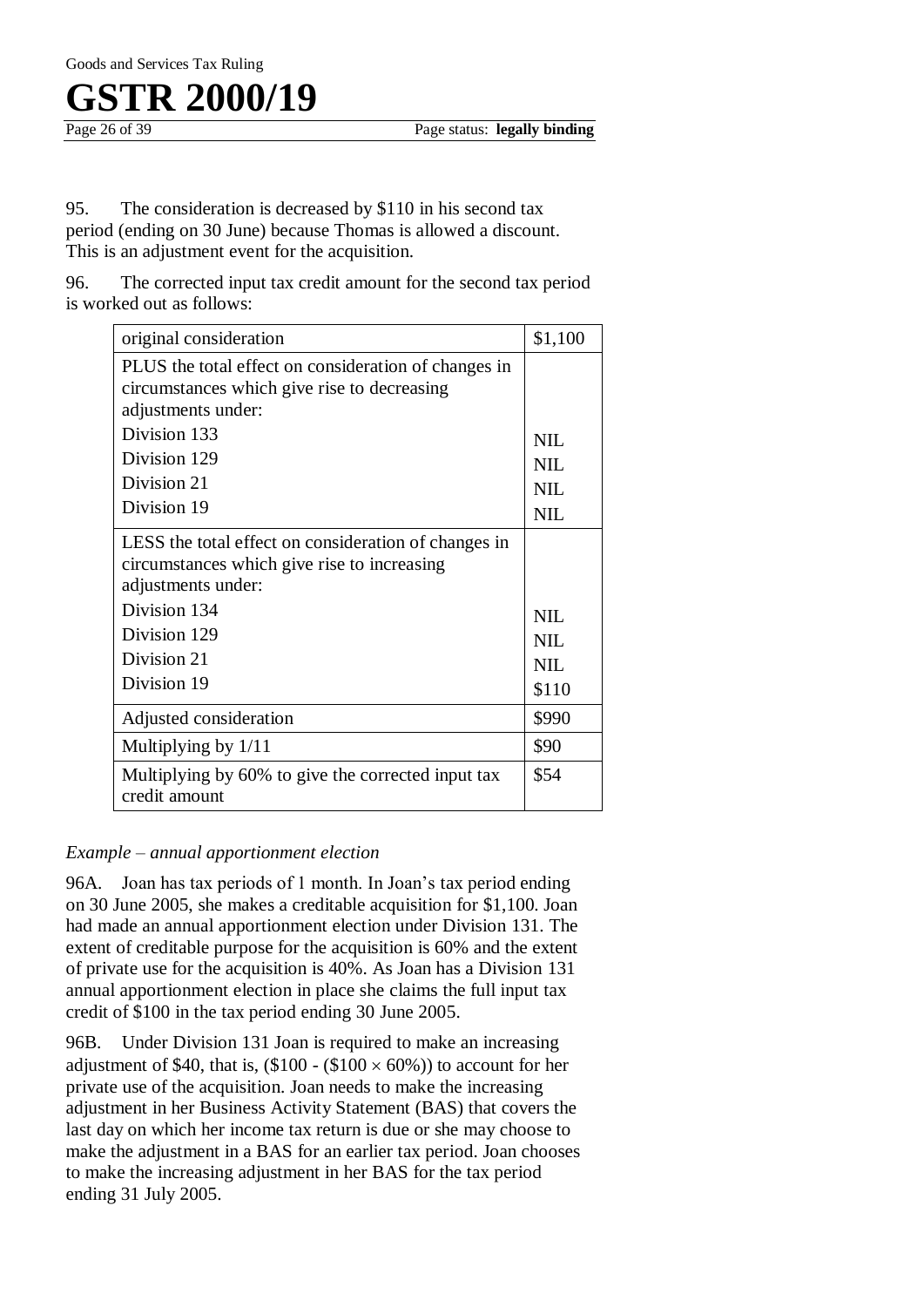95. The consideration is decreased by $110 in his second tax period (ending on 30 June) because Thomas is allowed a discount. This is an adjustment event for the acquisition.

96. The corrected input tax credit amount for the second tax period is worked out as follows:

| | |
|---|---|
| original consideration | $1,100 |
| PLUS the total effect on consideration of changes in circumstances which give rise to decreasing adjustments under: | |
| Division 133 | NIL |
| Division 129 | NIL |
| Division 21 | NIL |
| Division 19 | NIL |
| LESS the total effect on consideration of changes in circumstances which give rise to increasing adjustments under: | |
| Division 134 | NIL |
| Division 129 | NIL |
| Division 21 | NIL |
| Division 19 | $110 |
| Adjusted consideration | $990 |
| Multiplying by 1/11 | $90 |
| Multiplying by 60% to give the corrected input tax credit amount | $54 |

*Example – annual apportionment election*

96A. Joan has tax periods of 1 month. In Joan's tax period ending on 30 June 2005, she makes a creditable acquisition for $1,100. Joan had made an annual apportionment election under Division 131. The extent of creditable purpose for the acquisition is 60% and the extent of private use for the acquisition is 40%. As Joan has a Division 131 annual apportionment election in place she claims the full input tax credit of $100 in the tax period ending 30 June 2005.

96B. Under Division 131 Joan is required to make an increasing adjustment of $40, that is, ($100 - ($100 × 60%)) to account for her private use of the acquisition. Joan needs to make the increasing adjustment in her Business Activity Statement (BAS) that covers the last day on which her income tax return is due or she may choose to make the adjustment in a BAS for an earlier tax period. Joan chooses to make the increasing adjustment in her BAS for the tax period ending 31 July 2005.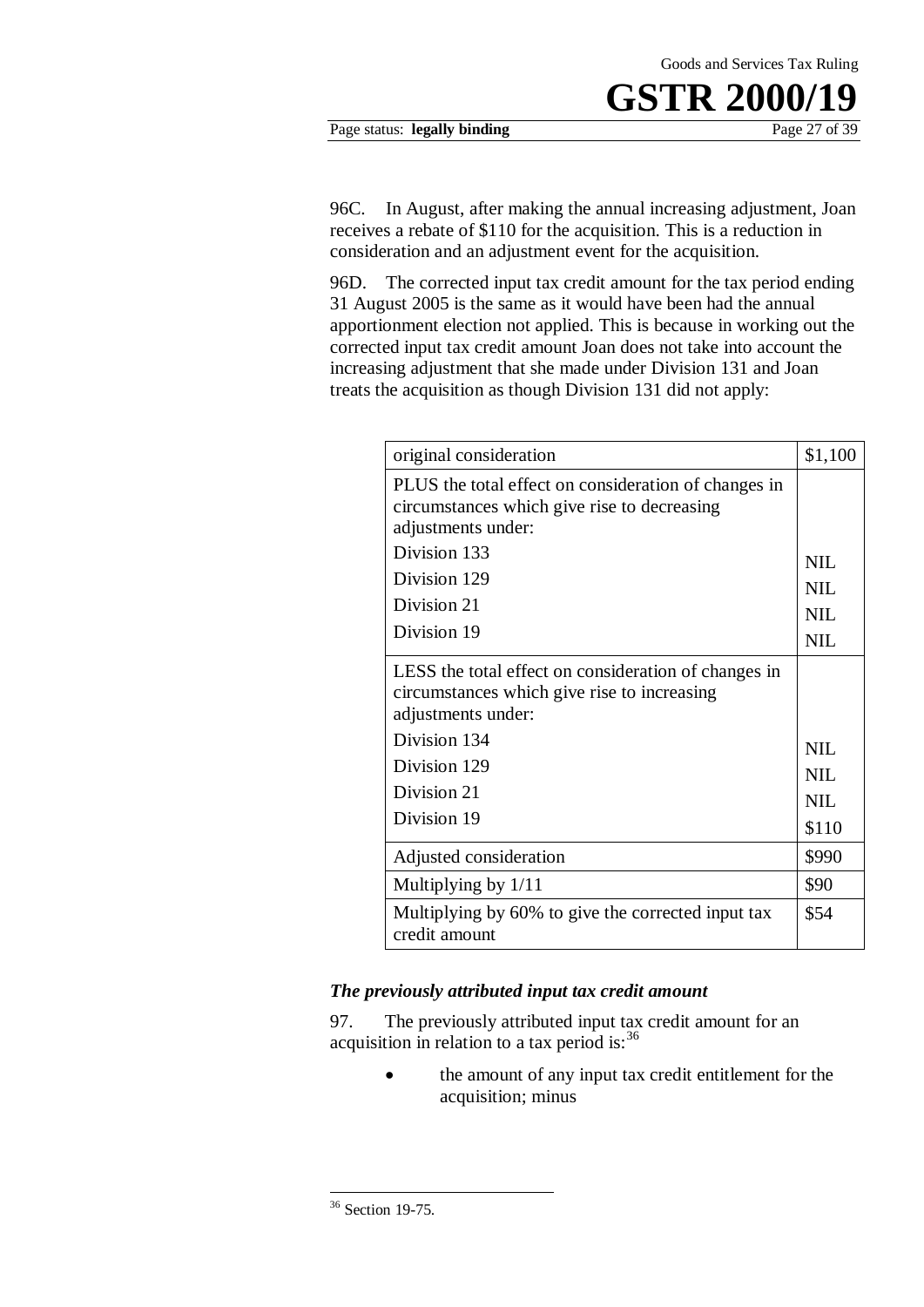96C. In August, after making the annual increasing adjustment, Joan receives a rebate of \$110 for the acquisition. This is a reduction in consideration and an adjustment event for the acquisition.

96D. The corrected input tax credit amount for the tax period ending 31 August 2005 is the same as it would have been had the annual apportionment election not applied. This is because in working out the corrected input tax credit amount Joan does not take into account the increasing adjustment that she made under Division 131 and Joan treats the acquisition as though Division 131 did not apply:

| original consideration | \$1,100 |
|---|---|
| PLUS the total effect on consideration of changes in circumstances which give rise to decreasing adjustments under:<br>Division 133<br>Division 129<br>Division 21<br>Division 19 | <br><br><br>NIL<br>NIL<br>NIL<br>NIL |
| LESS the total effect on consideration of changes in circumstances which give rise to increasing adjustments under:<br>Division 134<br>Division 129<br>Division 21<br>Division 19 | <br><br><br>NIL<br>NIL<br>NIL<br>\$110 |
| Adjusted consideration | \$990 |
| Multiplying by 1/11 | \$90 |
| Multiplying by 60% to give the corrected input tax credit amount | \$54 |

### *The previously attributed input tax credit amount*

97. The previously attributed input tax credit amount for an acquisition in relation to a tax period is:[36]

- the amount of any input tax credit entitlement for the acquisition; minus

---

[36] Section 19-75.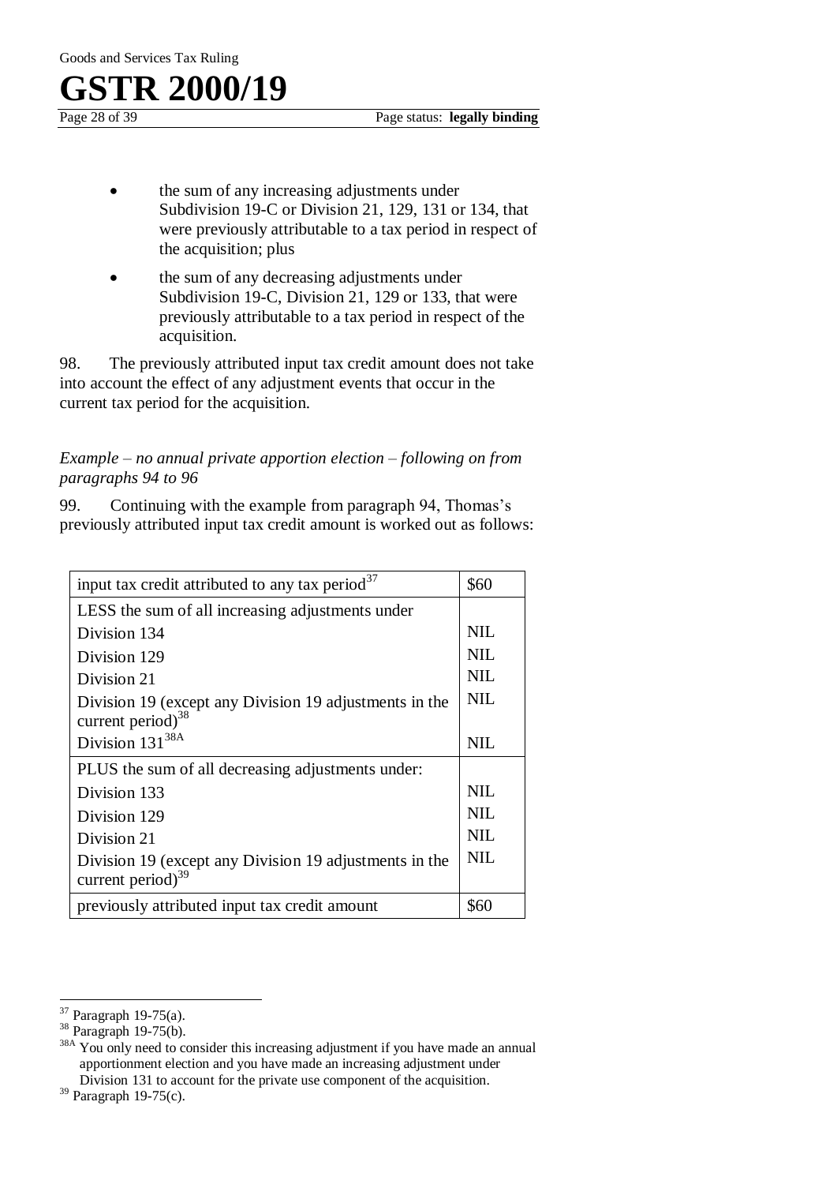- the sum of any increasing adjustments under Subdivision 19-C or Division 21, 129, 131 or 134, that were previously attributable to a tax period in respect of the acquisition; plus
- the sum of any decreasing adjustments under Subdivision 19-C, Division 21, 129 or 133, that were previously attributable to a tax period in respect of the acquisition.

98. The previously attributed input tax credit amount does not take into account the effect of any adjustment events that occur in the current tax period for the acquisition.

*Example – no annual private apportion election – following on from paragraphs 94 to 96*

99. Continuing with the example from paragraph 94, Thomas's previously attributed input tax credit amount is worked out as follows:

| | |
|---|---|
| input tax credit attributed to any tax period[37] | $60 |
| LESS the sum of all increasing adjustments under | |
| Division 134 | NIL |
| Division 129 | NIL |
| Division 21 | NIL |
| Division 19 (except any Division 19 adjustments in the current period)[38] | NIL |
| Division 131[38A] | NIL |
| PLUS the sum of all decreasing adjustments under: | |
| Division 133 | NIL |
| Division 129 | NIL |
| Division 21 | NIL |
| Division 19 (except any Division 19 adjustments in the current period)[39] | NIL |
| previously attributed input tax credit amount | $60 |

---

[37] Paragraph 19-75(a).

[38] Paragraph 19-75(b).

[38A] You only need to consider this increasing adjustment if you have made an annual apportionment election and you have made an increasing adjustment under Division 131 to account for the private use component of the acquisition.

[39] Paragraph 19-75(c).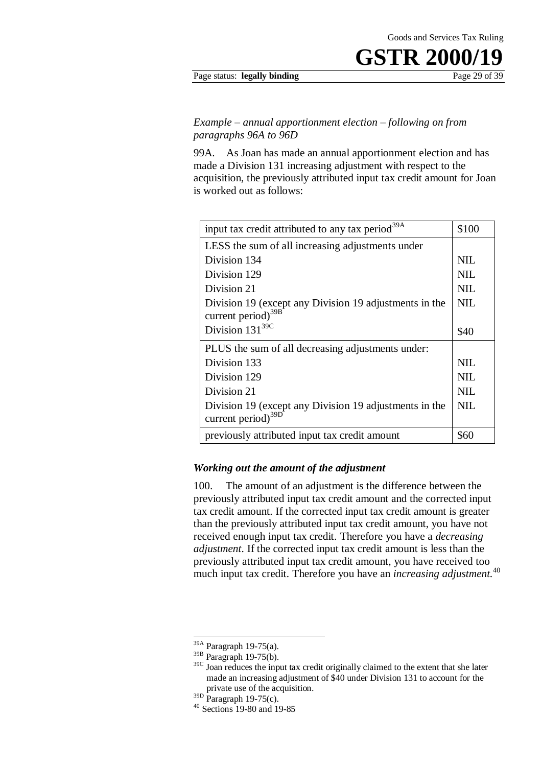*Example – annual apportionment election – following on from paragraphs 96A to 96D*

99A. As Joan has made an annual apportionment election and has made a Division 131 increasing adjustment with respect to the acquisition, the previously attributed input tax credit amount for Joan is worked out as follows:

| | |
|---|---|
| input tax credit attributed to any tax period[39A] | \$100 |
| LESS the sum of all increasing adjustments under | |
| Division 134 | NIL |
| Division 129 | NIL |
| Division 21 | NIL |
| Division 19 (except any Division 19 adjustments in the current period)[39B] | NIL |
| Division 131[39C] | \$40 |
| PLUS the sum of all decreasing adjustments under: | |
| Division 133 | NIL |
| Division 129 | NIL |
| Division 21 | NIL |
| Division 19 (except any Division 19 adjustments in the current period)[39D] | NIL |
| previously attributed input tax credit amount | \$60 |

### *Working out the amount of the adjustment*

100. The amount of an adjustment is the difference between the previously attributed input tax credit amount and the corrected input tax credit amount. If the corrected input tax credit amount is greater than the previously attributed input tax credit amount, you have not received enough input tax credit. Therefore you have a *decreasing adjustment*. If the corrected input tax credit amount is less than the previously attributed input tax credit amount, you have received too much input tax credit. Therefore you have an *increasing adjustment*.[40]

---

[39A] Paragraph 19-75(a).

[39B] Paragraph 19-75(b).

[39C] Joan reduces the input tax credit originally claimed to the extent that she later made an increasing adjustment of \$40 under Division 131 to account for the private use of the acquisition.

[39D] Paragraph 19-75(c).

[40] Sections 19-80 and 19-85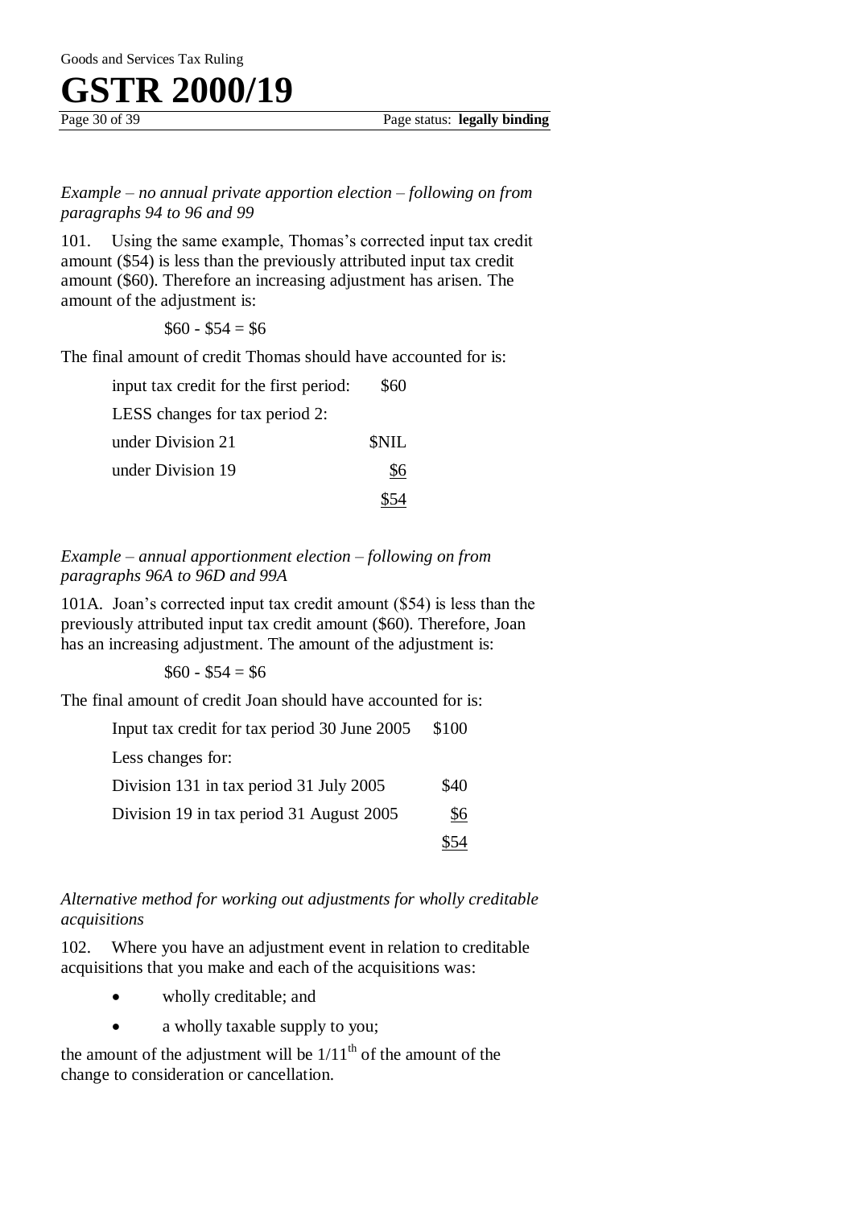*Example – no annual private apportion election – following on from paragraphs 94 to 96 and 99*

101. Using the same example, Thomas's corrected input tax credit amount ($54) is less than the previously attributed input tax credit amount ($60). Therefore an increasing adjustment has arisen. The amount of the adjustment is:

$60 - $54 = $6

The final amount of credit Thomas should have accounted for is:

| | |
|---|---|
| input tax credit for the first period: | $60 |
| LESS changes for tax period 2: | |
| under Division 21 | $NIL |
| under Division 19 | $6 |
| | $54 |

*Example – annual apportionment election – following on from paragraphs 96A to 96D and 99A*

101A. Joan's corrected input tax credit amount ($54) is less than the previously attributed input tax credit amount ($60). Therefore, Joan has an increasing adjustment. The amount of the adjustment is:

$60 - $54 = $6

The final amount of credit Joan should have accounted for is:

| | |
|---|---|
| Input tax credit for tax period 30 June 2005 | $100 |
| Less changes for: | |
| Division 131 in tax period 31 July 2005 | $40 |
| Division 19 in tax period 31 August 2005 | $6 |
| | $54 |

*Alternative method for working out adjustments for wholly creditable acquisitions*

102. Where you have an adjustment event in relation to creditable acquisitions that you make and each of the acquisitions was:

- wholly creditable; and
- a wholly taxable supply to you;

the amount of the adjustment will be $1/11^{th}$ of the amount of the change to consideration or cancellation.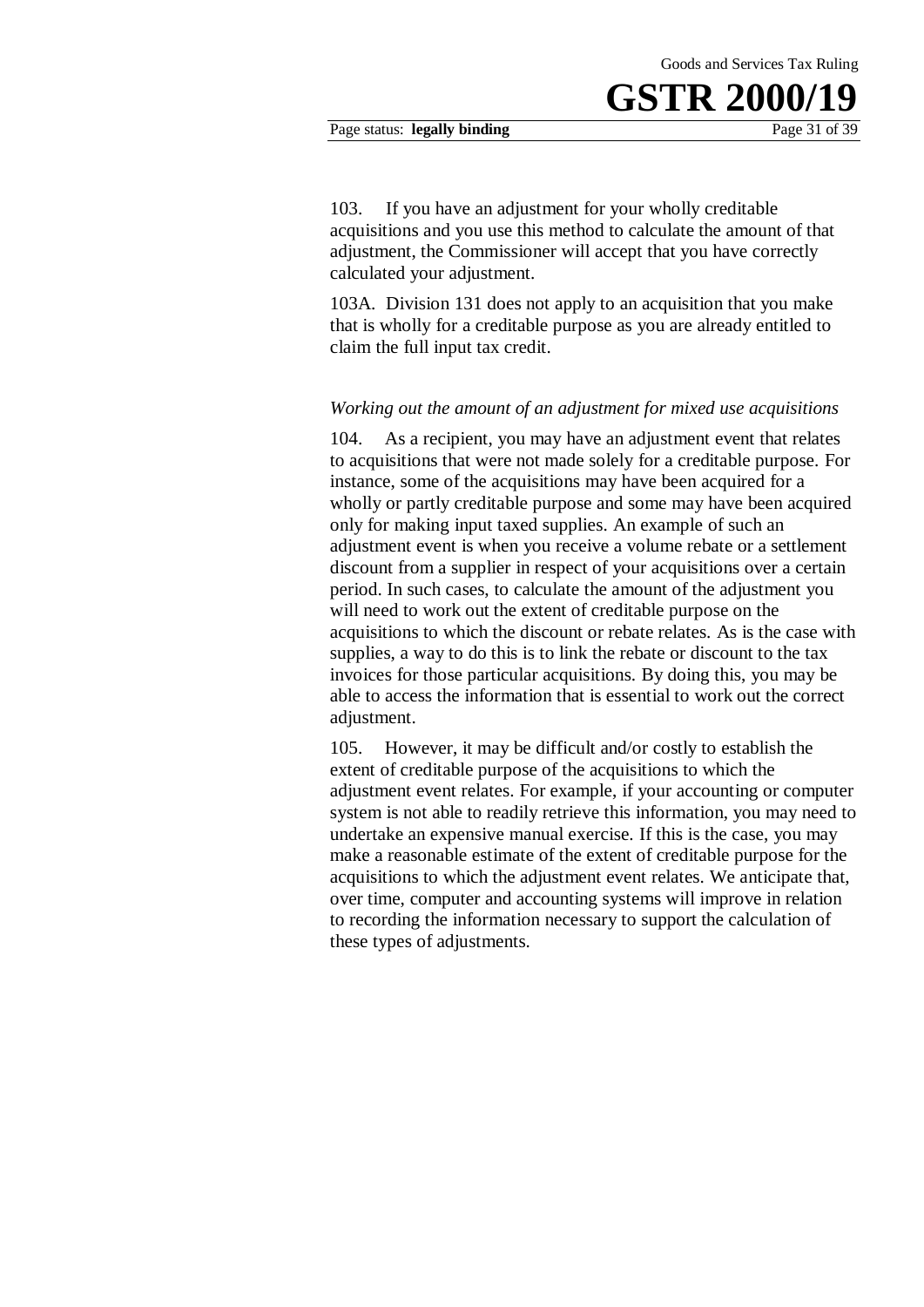103. If you have an adjustment for your wholly creditable acquisitions and you use this method to calculate the amount of that adjustment, the Commissioner will accept that you have correctly calculated your adjustment.

103A. Division 131 does not apply to an acquisition that you make that is wholly for a creditable purpose as you are already entitled to claim the full input tax credit.

*Working out the amount of an adjustment for mixed use acquisitions*

104. As a recipient, you may have an adjustment event that relates to acquisitions that were not made solely for a creditable purpose. For instance, some of the acquisitions may have been acquired for a wholly or partly creditable purpose and some may have been acquired only for making input taxed supplies. An example of such an adjustment event is when you receive a volume rebate or a settlement discount from a supplier in respect of your acquisitions over a certain period. In such cases, to calculate the amount of the adjustment you will need to work out the extent of creditable purpose on the acquisitions to which the discount or rebate relates. As is the case with supplies, a way to do this is to link the rebate or discount to the tax invoices for those particular acquisitions. By doing this, you may be able to access the information that is essential to work out the correct adjustment.

105. However, it may be difficult and/or costly to establish the extent of creditable purpose of the acquisitions to which the adjustment event relates. For example, if your accounting or computer system is not able to readily retrieve this information, you may need to undertake an expensive manual exercise. If this is the case, you may make a reasonable estimate of the extent of creditable purpose for the acquisitions to which the adjustment event relates. We anticipate that, over time, computer and accounting systems will improve in relation to recording the information necessary to support the calculation of these types of adjustments.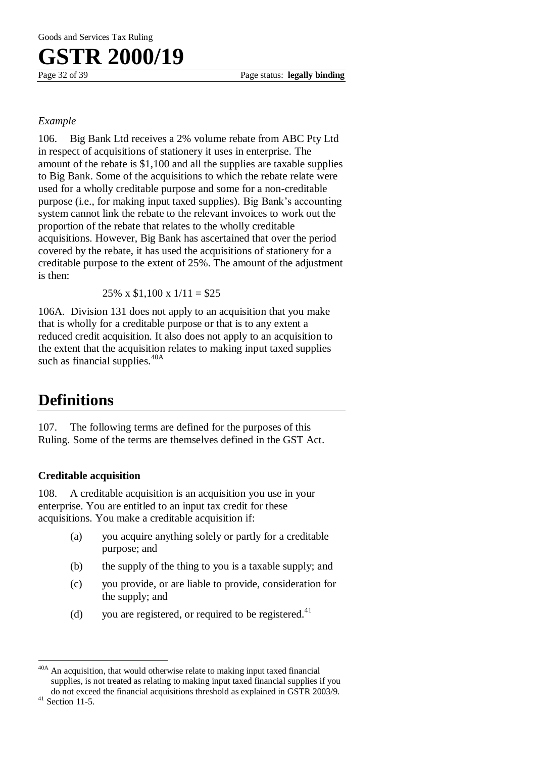*Example*

106. Big Bank Ltd receives a 2% volume rebate from ABC Pty Ltd in respect of acquisitions of stationery it uses in enterprise. The amount of the rebate is $1,100 and all the supplies are taxable supplies to Big Bank. Some of the acquisitions to which the rebate relate were used for a wholly creditable purpose and some for a non-creditable purpose (i.e., for making input taxed supplies). Big Bank's accounting system cannot link the rebate to the relevant invoices to work out the proportion of the rebate that relates to the wholly creditable acquisitions. However, Big Bank has ascertained that over the period covered by the rebate, it has used the acquisitions of stationery for a creditable purpose to the extent of 25%. The amount of the adjustment is then:

$$25\% \times \$1,100 \times 1/11 = \$25$$

106A. Division 131 does not apply to an acquisition that you make that is wholly for a creditable purpose or that is to any extent a reduced credit acquisition. It also does not apply to an acquisition to the extent that the acquisition relates to making input taxed supplies such as financial supplies.[40A]

# Definitions

107. The following terms are defined for the purposes of this Ruling. Some of the terms are themselves defined in the GST Act.

### Creditable acquisition

108. A creditable acquisition is an acquisition you use in your enterprise. You are entitled to an input tax credit for these acquisitions. You make a creditable acquisition if:

(a) you acquire anything solely or partly for a creditable purpose; and

(b) the supply of the thing to you is a taxable supply; and

(c) you provide, or are liable to provide, consideration for the supply; and

(d) you are registered, or required to be registered.[41]

---

[40A] An acquisition, that would otherwise relate to making input taxed financial supplies, is not treated as relating to making input taxed financial supplies if you do not exceed the financial acquisitions threshold as explained in GSTR 2003/9.

[41] Section 11-5.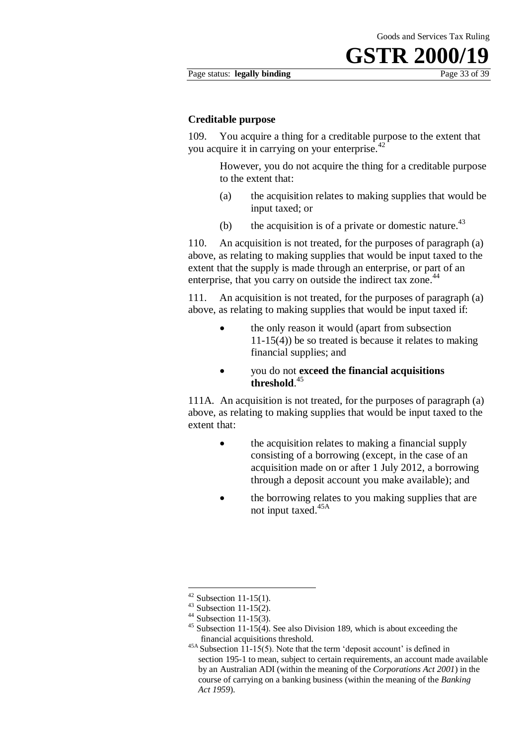### Creditable purpose

109. You acquire a thing for a creditable purpose to the extent that you acquire it in carrying on your enterprise.[42]

> However, you do not acquire the thing for a creditable purpose to the extent that:
>
> (a) the acquisition relates to making supplies that would be input taxed; or
>
> (b) the acquisition is of a private or domestic nature.[43]

110. An acquisition is not treated, for the purposes of paragraph (a) above, as relating to making supplies that would be input taxed to the extent that the supply is made through an enterprise, or part of an enterprise, that you carry on outside the indirect tax zone.[44]

111. An acquisition is not treated, for the purposes of paragraph (a) above, as relating to making supplies that would be input taxed if:

- the only reason it would (apart from subsection 11-15(4)) be so treated is because it relates to making financial supplies; and
- you do not **exceed the financial acquisitions threshold**.[45]

111A. An acquisition is not treated, for the purposes of paragraph (a) above, as relating to making supplies that would be input taxed to the extent that:

- the acquisition relates to making a financial supply consisting of a borrowing (except, in the case of an acquisition made on or after 1 July 2012, a borrowing through a deposit account you make available); and
- the borrowing relates to you making supplies that are not input taxed.[45A]

---

[42] Subsection 11-15(1).

[43] Subsection 11-15(2).

[44] Subsection 11-15(3).

[45] Subsection 11-15(4). See also Division 189, which is about exceeding the financial acquisitions threshold.

[45A] Subsection 11-15(5). Note that the term 'deposit account' is defined in section 195-1 to mean, subject to certain requirements, an account made available by an Australian ADI (within the meaning of the *Corporations Act 2001*) in the course of carrying on a banking business (within the meaning of the *Banking Act 1959*).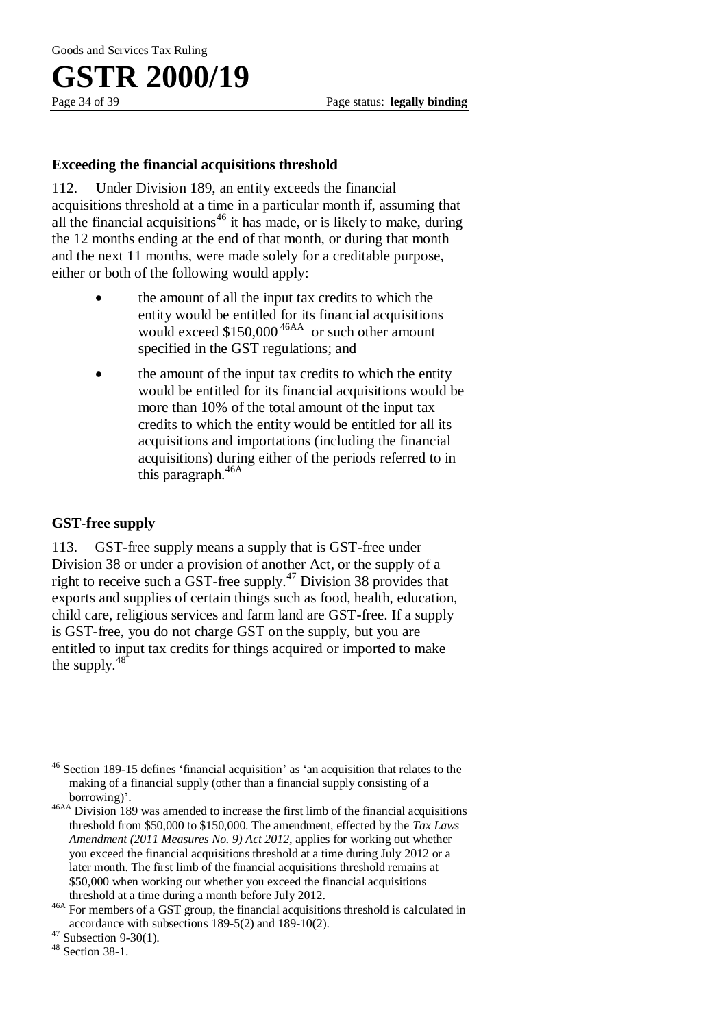### Exceeding the financial acquisitions threshold

112. Under Division 189, an entity exceeds the financial acquisitions threshold at a time in a particular month if, assuming that all the financial acquisitions[46] it has made, or is likely to make, during the 12 months ending at the end of that month, or during that month and the next 11 months, were made solely for a creditable purpose, either or both of the following would apply:

- the amount of all the input tax credits to which the entity would be entitled for its financial acquisitions would exceed $150,000[46AA] or such other amount specified in the GST regulations; and
- the amount of the input tax credits to which the entity would be entitled for its financial acquisitions would be more than 10% of the total amount of the input tax credits to which the entity would be entitled for all its acquisitions and importations (including the financial acquisitions) during either of the periods referred to in this paragraph.[46A]

### GST-free supply

113. GST-free supply means a supply that is GST-free under Division 38 or under a provision of another Act, or the supply of a right to receive such a GST-free supply.[47] Division 38 provides that exports and supplies of certain things such as food, health, education, child care, religious services and farm land are GST-free. If a supply is GST-free, you do not charge GST on the supply, but you are entitled to input tax credits for things acquired or imported to make the supply.[48]

---

[46] Section 189-15 defines 'financial acquisition' as 'an acquisition that relates to the making of a financial supply (other than a financial supply consisting of a borrowing)'.

[46AA] Division 189 was amended to increase the first limb of the financial acquisitions threshold from $50,000 to $150,000. The amendment, effected by the *Tax Laws Amendment (2011 Measures No. 9) Act 2012*, applies for working out whether you exceed the financial acquisitions threshold at a time during July 2012 or a later month. The first limb of the financial acquisitions threshold remains at $50,000 when working out whether you exceed the financial acquisitions threshold at a time during a month before July 2012.

[46A] For members of a GST group, the financial acquisitions threshold is calculated in accordance with subsections 189-5(2) and 189-10(2).

[47] Subsection 9-30(1).

[48] Section 38-1.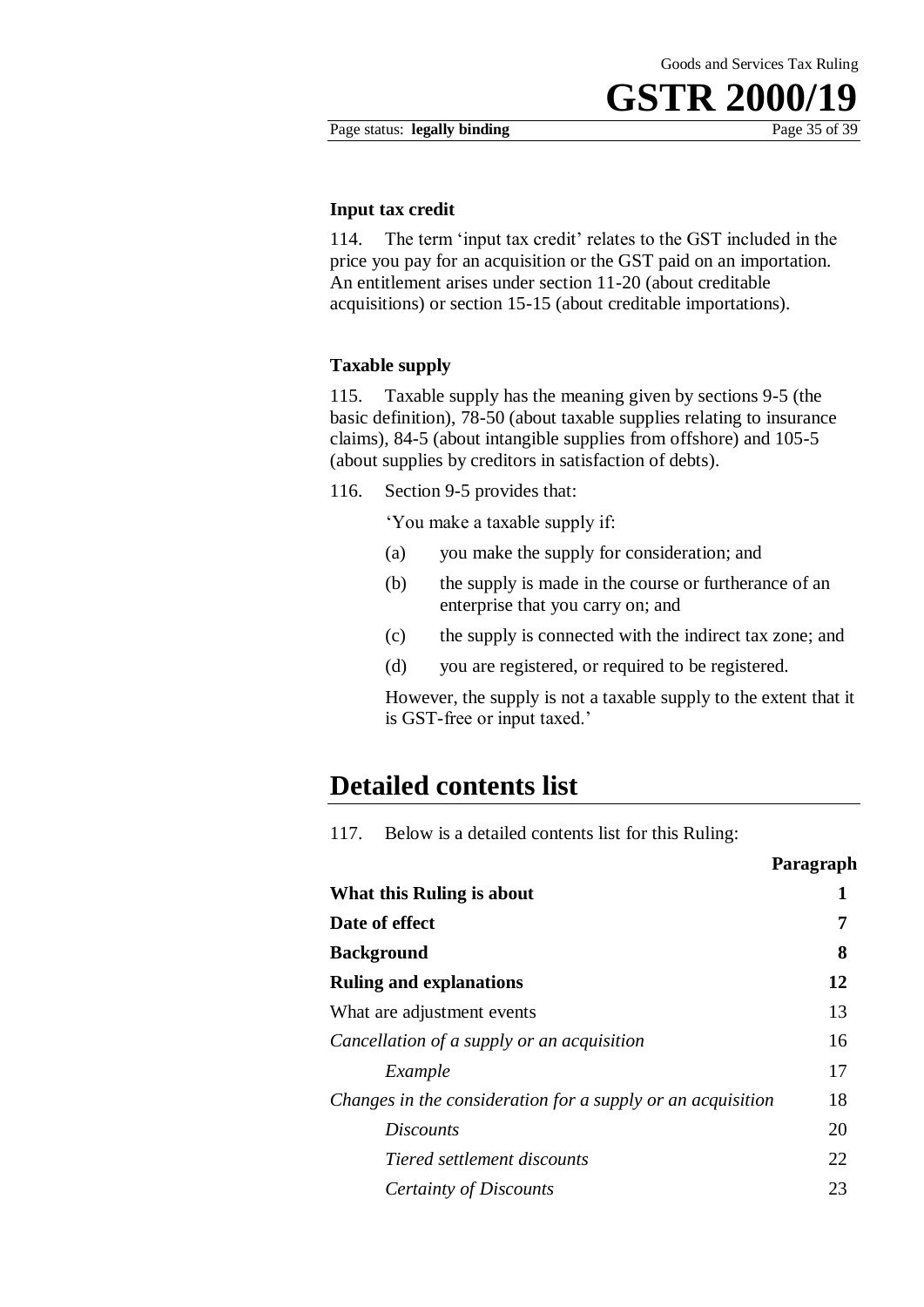### Input tax credit

114. The term 'input tax credit' relates to the GST included in the price you pay for an acquisition or the GST paid on an importation. An entitlement arises under section 11-20 (about creditable acquisitions) or section 15-15 (about creditable importations).

### Taxable supply

115. Taxable supply has the meaning given by sections 9-5 (the basic definition), 78-50 (about taxable supplies relating to insurance claims), 84-5 (about intangible supplies from offshore) and 105-5 (about supplies by creditors in satisfaction of debts).

116. Section 9-5 provides that:

> 'You make a taxable supply if:
>
> (a) you make the supply for consideration; and
>
> (b) the supply is made in the course or furtherance of an enterprise that you carry on; and
>
> (c) the supply is connected with the indirect tax zone; and
>
> (d) you are registered, or required to be registered.
>
> However, the supply is not a taxable supply to the extent that it is GST-free or input taxed.'

## Detailed contents list

117. Below is a detailed contents list for this Ruling:

| | Paragraph |
|---|---|
| **What this Ruling is about** | **1** |
| **Date of effect** | **7** |
| **Background** | **8** |
| **Ruling and explanations** | **12** |
| What are adjustment events | 13 |
| *Cancellation of a supply or an acquisition* | 16 |
| &nbsp;&nbsp;&nbsp;&nbsp;*Example* | 17 |
| *Changes in the consideration for a supply or an acquisition* | 18 |
| &nbsp;&nbsp;&nbsp;&nbsp;*Discounts* | 20 |
| &nbsp;&nbsp;&nbsp;&nbsp;*Tiered settlement discounts* | 22 |
| &nbsp;&nbsp;&nbsp;&nbsp;*Certainty of Discounts* | 23 |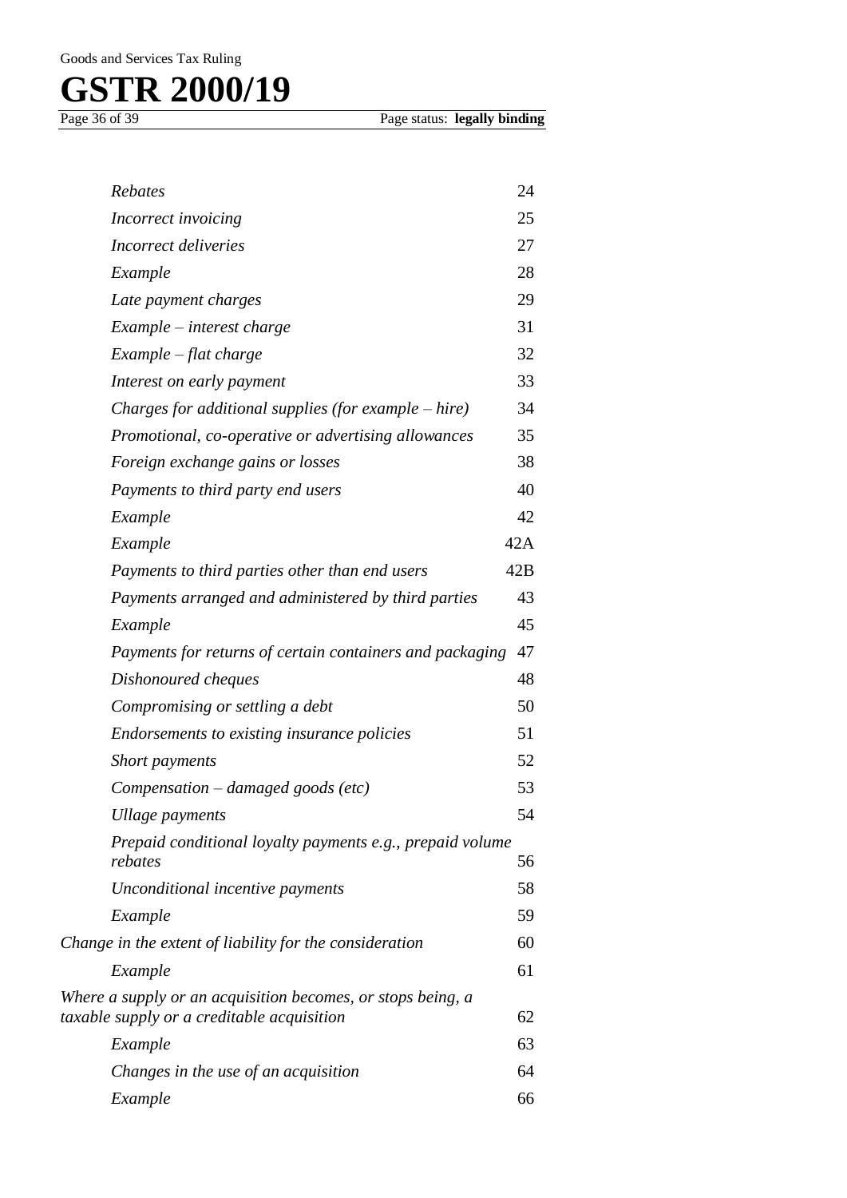| | |
|---|---|
| *Rebates* | 24 |
| *Incorrect invoicing* | 25 |
| *Incorrect deliveries* | 27 |
| *Example* | 28 |
| *Late payment charges* | 29 |
| *Example – interest charge* | 31 |
| *Example – flat charge* | 32 |
| *Interest on early payment* | 33 |
| *Charges for additional supplies (for example – hire)* | 34 |
| *Promotional, co-operative or advertising allowances* | 35 |
| *Foreign exchange gains or losses* | 38 |
| *Payments to third party end users* | 40 |
| *Example* | 42 |
| *Example* | 42A |
| *Payments to third parties other than end users* | 42B |
| *Payments arranged and administered by third parties* | 43 |
| *Example* | 45 |
| *Payments for returns of certain containers and packaging* | 47 |
| *Dishonoured cheques* | 48 |
| *Compromising or settling a debt* | 50 |
| *Endorsements to existing insurance policies* | 51 |
| *Short payments* | 52 |
| *Compensation – damaged goods (etc)* | 53 |
| *Ullage payments* | 54 |
| *Prepaid conditional loyalty payments e.g., prepaid volume rebates* | 56 |
| *Unconditional incentive payments* | 58 |
| *Example* | 59 |
| *Change in the extent of liability for the consideration* | 60 |
| *Example* | 61 |
| *Where a supply or an acquisition becomes, or stops being, a taxable supply or a creditable acquisition* | 62 |
| *Example* | 63 |
| *Changes in the use of an acquisition* | 64 |
| *Example* | 66 |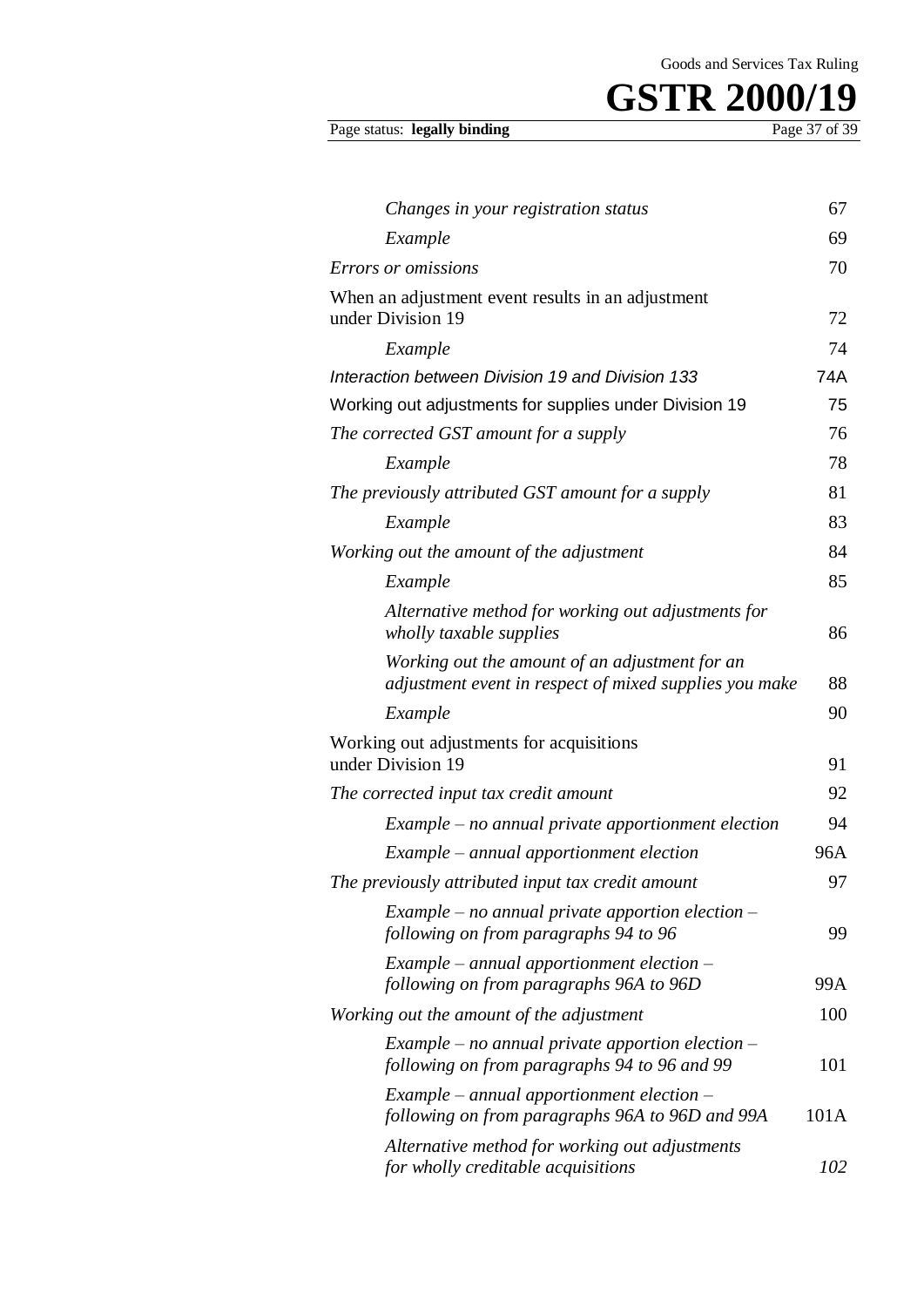| | |
|---|---|
| *Changes in your registration status* | 67 |
| *Example* | 69 |
| *Errors or omissions* | 70 |
| When an adjustment event results in an adjustment under Division 19 | 72 |
| *Example* | 74 |
| *Interaction between Division 19 and Division 133* | 74A |
| Working out adjustments for supplies under Division 19 | 75 |
| *The corrected GST amount for a supply* | 76 |
| *Example* | 78 |
| *The previously attributed GST amount for a supply* | 81 |
| *Example* | 83 |
| *Working out the amount of the adjustment* | 84 |
| *Example* | 85 |
| *Alternative method for working out adjustments for wholly taxable supplies* | 86 |
| *Working out the amount of an adjustment for an adjustment event in respect of mixed supplies you make* | 88 |
| *Example* | 90 |
| Working out adjustments for acquisitions under Division 19 | 91 |
| *The corrected input tax credit amount* | 92 |
| *Example – no annual private apportionment election* | 94 |
| *Example – annual apportionment election* | 96A |
| *The previously attributed input tax credit amount* | 97 |
| *Example – no annual private apportion election – following on from paragraphs 94 to 96* | 99 |
| *Example – annual apportionment election – following on from paragraphs 96A to 96D* | 99A |
| *Working out the amount of the adjustment* | 100 |
| *Example – no annual private apportion election – following on from paragraphs 94 to 96 and 99* | 101 |
| *Example – annual apportionment election – following on from paragraphs 96A to 96D and 99A* | 101A |
| *Alternative method for working out adjustments for wholly creditable acquisitions* | *102* |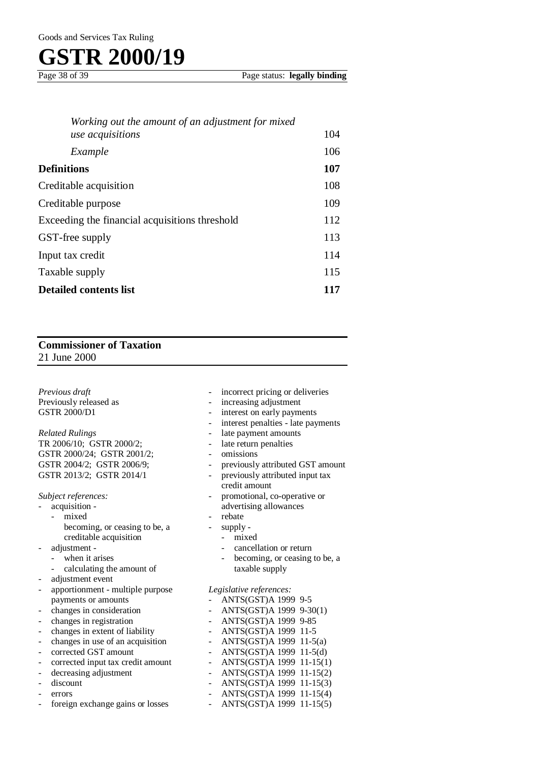| | |
|---|---|
| *Working out the amount of an adjustment for mixed use acquisitions* | 104 |
| *Example* | 106 |
| **Definitions** | **107** |
| Creditable acquisition | 108 |
| Creditable purpose | 109 |
| Exceeding the financial acquisitions threshold | 112 |
| GST-free supply | 113 |
| Input tax credit | 114 |
| Taxable supply | 115 |
| **Detailed contents list** | **117** |

---

**Commissioner of Taxation**
21 June 2000

---

*Previous draft*
Previously released as
GSTR 2000/D1

*Related Rulings*
TR 2006/10; GSTR 2000/2; GSTR 2000/24; GSTR 2001/2; GSTR 2004/2; GSTR 2006/9; GSTR 2013/2; GSTR 2014/1

*Subject references:*
- acquisition -
  - mixed
  - becoming, or ceasing to be, a creditable acquisition
- adjustment -
  - when it arises
  - calculating the amount of
- adjustment event
- apportionment - multiple purpose payments or amounts
- changes in consideration
- changes in registration
- changes in extent of liability
- changes in use of an acquisition
- corrected GST amount
- corrected input tax credit amount
- decreasing adjustment
- discount
- errors
- foreign exchange gains or losses
- incorrect pricing or deliveries
- increasing adjustment
- interest on early payments
- interest penalties - late payments
- late payment amounts
- late return penalties
- omissions
- previously attributed GST amount
- previously attributed input tax credit amount
- promotional, co-operative or advertising allowances
- rebate
- supply -
  - mixed
  - cancellation or return
  - becoming, or ceasing to be, a taxable supply

*Legislative references:*
- ANTS(GST)A 1999 9-5
- ANTS(GST)A 1999 9-30(1)
- ANTS(GST)A 1999 9-85
- ANTS(GST)A 1999 11-5
- ANTS(GST)A 1999 11-5(a)
- ANTS(GST)A 1999 11-5(d)
- ANTS(GST)A 1999 11-15(1)
- ANTS(GST)A 1999 11-15(2)
- ANTS(GST)A 1999 11-15(3)
- ANTS(GST)A 1999 11-15(4)
- ANTS(GST)A 1999 11-15(5)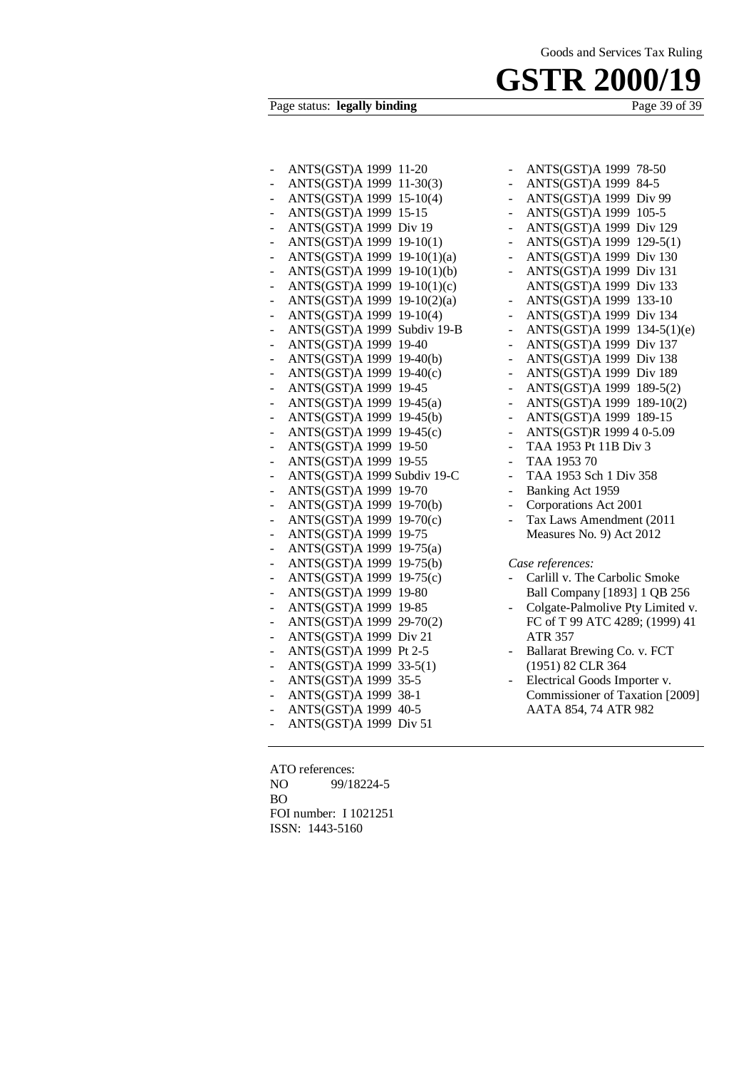- ANTS(GST)A 1999 11-20
- ANTS(GST)A 1999 11-30(3)
- ANTS(GST)A 1999 15-10(4)
- ANTS(GST)A 1999 15-15
- ANTS(GST)A 1999 Div 19
- ANTS(GST)A 1999 19-10(1)
- ANTS(GST)A 1999 19-10(1)(a)
- ANTS(GST)A 1999 19-10(1)(b)
- ANTS(GST)A 1999 19-10(1)(c)
- ANTS(GST)A 1999 19-10(2)(a)
- ANTS(GST)A 1999 19-10(4)
- ANTS(GST)A 1999 Subdiv 19-B
- ANTS(GST)A 1999 19-40
- ANTS(GST)A 1999 19-40(b)
- ANTS(GST)A 1999 19-40(c)
- ANTS(GST)A 1999 19-45
- ANTS(GST)A 1999 19-45(a)
- ANTS(GST)A 1999 19-45(b)
- ANTS(GST)A 1999 19-45(c)
- ANTS(GST)A 1999 19-50
- ANTS(GST)A 1999 19-55
- ANTS(GST)A 1999 Subdiv 19-C
- ANTS(GST)A 1999 19-70
- ANTS(GST)A 1999 19-70(b)
- ANTS(GST)A 1999 19-70(c)
- ANTS(GST)A 1999 19-75
- ANTS(GST)A 1999 19-75(a)
- ANTS(GST)A 1999 19-75(b)
- ANTS(GST)A 1999 19-75(c)
- ANTS(GST)A 1999 19-80
- ANTS(GST)A 1999 19-85
- ANTS(GST)A 1999 29-70(2)
- ANTS(GST)A 1999 Div 21
- ANTS(GST)A 1999 Pt 2-5
- ANTS(GST)A 1999 33-5(1)
- ANTS(GST)A 1999 35-5
- ANTS(GST)A 1999 38-1
- ANTS(GST)A 1999 40-5
- ANTS(GST)A 1999 Div 51
- ANTS(GST)A 1999 78-50
- ANTS(GST)A 1999 84-5
- ANTS(GST)A 1999 Div 99
- ANTS(GST)A 1999 105-5
- ANTS(GST)A 1999 Div 129
- ANTS(GST)A 1999 129-5(1)
- ANTS(GST)A 1999 Div 130
- ANTS(GST)A 1999 Div 131
  ANTS(GST)A 1999 Div 133
- ANTS(GST)A 1999 133-10
- ANTS(GST)A 1999 Div 134
- ANTS(GST)A 1999 134-5(1)(e)
- ANTS(GST)A 1999 Div 137
- ANTS(GST)A 1999 Div 138
- ANTS(GST)A 1999 Div 189
- ANTS(GST)A 1999 189-5(2)
- ANTS(GST)A 1999 189-10(2)
- ANTS(GST)A 1999 189-15
- ANTS(GST)R 1999 4 0-5.09
- TAA 1953 Pt 11B Div 3
- TAA 1953 70
- TAA 1953 Sch 1 Div 358
- Banking Act 1959
- Corporations Act 2001
- Tax Laws Amendment (2011 Measures No. 9) Act 2012

*Case references:*

- Carlill v. The Carbolic Smoke Ball Company [1893] 1 QB 256
- Colgate-Palmolive Pty Limited v. FC of T 99 ATC 4289; (1999) 41 ATR 357
- Ballarat Brewing Co. v. FCT (1951) 82 CLR 364
- Electrical Goods Importer v. Commissioner of Taxation [2009] AATA 854, 74 ATR 982

---

ATO references:
NO 99/18224-5
BO
FOI number: I 1021251
ISSN: 1443-5160